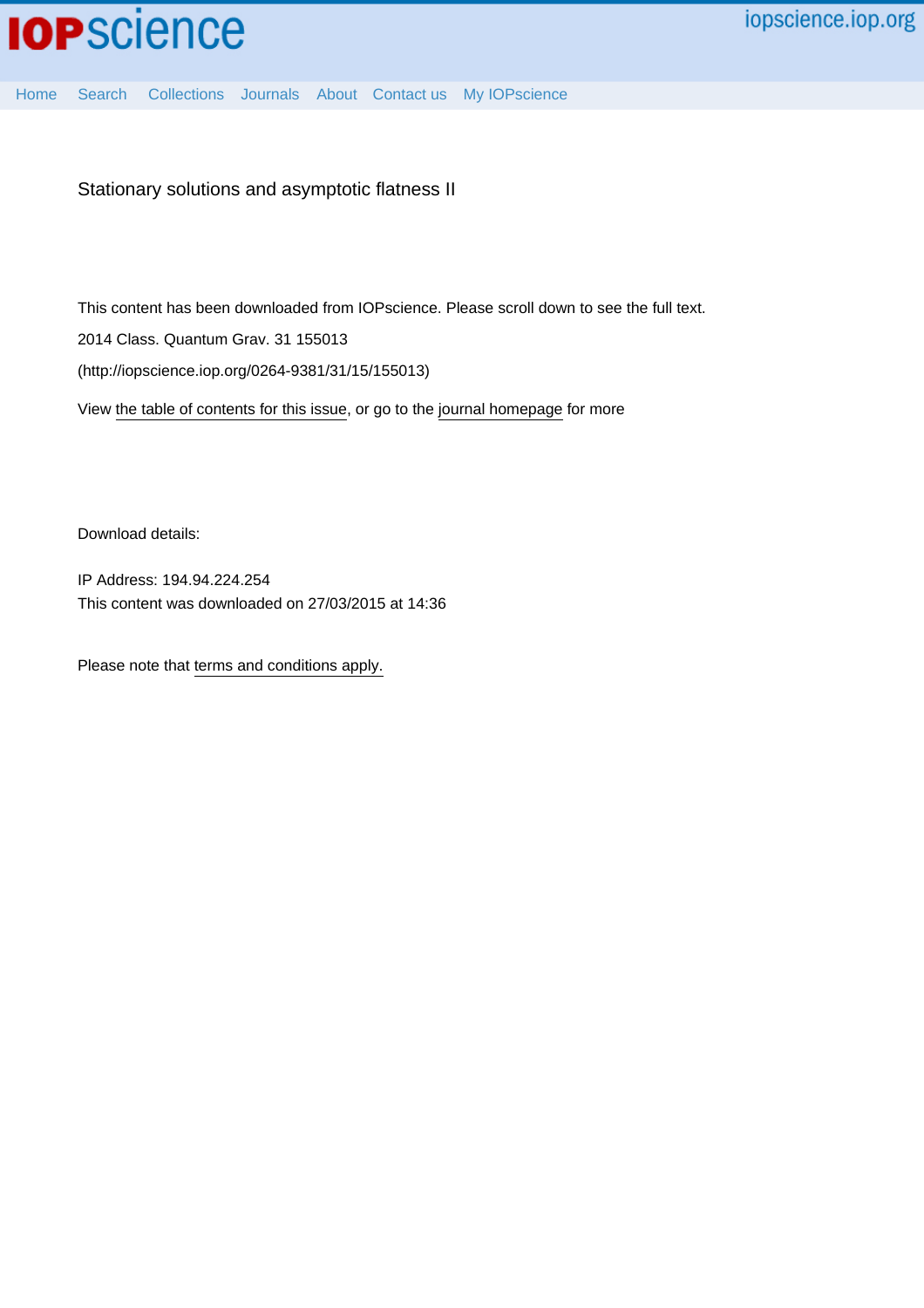Stationary solutions and asymptotic flatness II

This content has been downloaded from IOPscience. Please scroll down to see the full text.

2014 Class. Quantum Grav. 31 155013

(http://iopscience.iop.org/0264-9381/31/15/155013)

View the table of contents for this issue, or go to the journal homepage for more

Download details:

IP Address: 194.94.224.254

This content was downloaded on 27/03/2015 at 14:36

Please note that terms and conditions apply.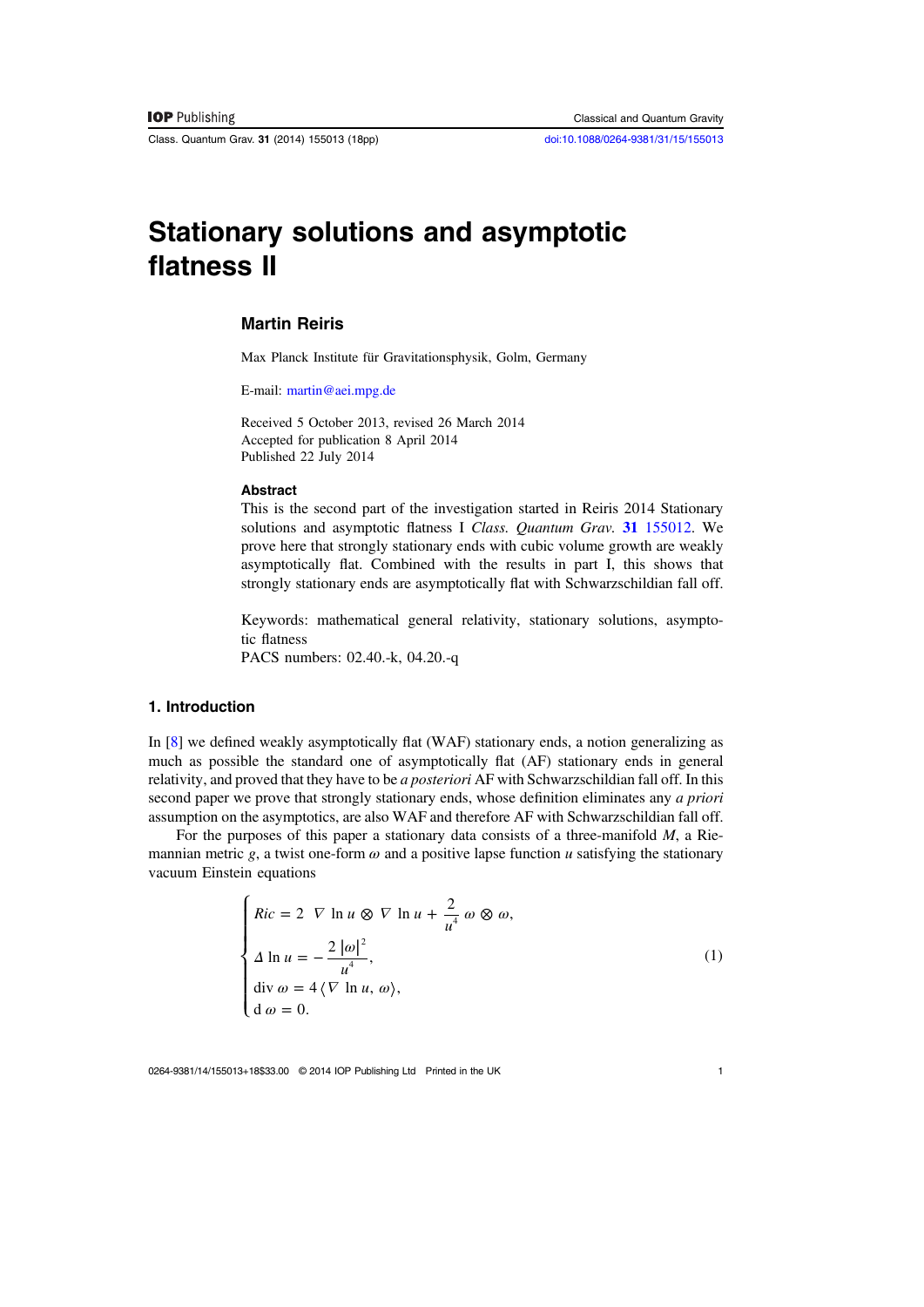# Stationary solutions and asymptotic flatness II

**Martin Reiris**

Max Planck Institute für Gravitationsphysik, Golm, Germany

E-mail: martin@aei.mpg.de

Received 5 October 2013, revised 26 March 2014
Accepted for publication 8 April 2014
Published 22 July 2014

### Abstract

This is the second part of the investigation started in Reiris 2014 Stationary solutions and asymptotic flatness I *Class. Quantum Grav.* **31** 155012. We prove here that strongly stationary ends with cubic volume growth are weakly asymptotically flat. Combined with the results in part I, this shows that strongly stationary ends are asymptotically flat with Schwarzschildian fall off.

Keywords: mathematical general relativity, stationary solutions, asymptotic flatness
PACS numbers: 02.40.-k, 04.20.-q

## 1. Introduction

In [8] we defined weakly asymptotically flat (WAF) stationary ends, a notion generalizing as much as possible the standard one of asymptotically flat (AF) stationary ends in general relativity, and proved that they have to be *a posteriori* AF with Schwarzschildian fall off. In this second paper we prove that strongly stationary ends, whose definition eliminates any *a priori* assumption on the asymptotics, are also WAF and therefore AF with Schwarzschildian fall off.

For the purposes of this paper a stationary data consists of a three-manifold $M$, a Riemannian metric $g$, a twist one-form $\omega$ and a positive lapse function $u$ satisfying the stationary vacuum Einstein equations

$$
\begin{cases}
Ric = 2\ \nabla \ln u \otimes \nabla \ln u + \dfrac{2}{u^4}\,\omega \otimes \omega,\\[2mm]
\Delta \ln u = -\dfrac{2\,|\omega|^2}{u^4},\\[2mm]
\operatorname{div} \omega = 4\,\langle \nabla \ln u, \omega\rangle,\\[1mm]
\mathrm{d}\,\omega = 0.
\end{cases}
\tag{1}
$$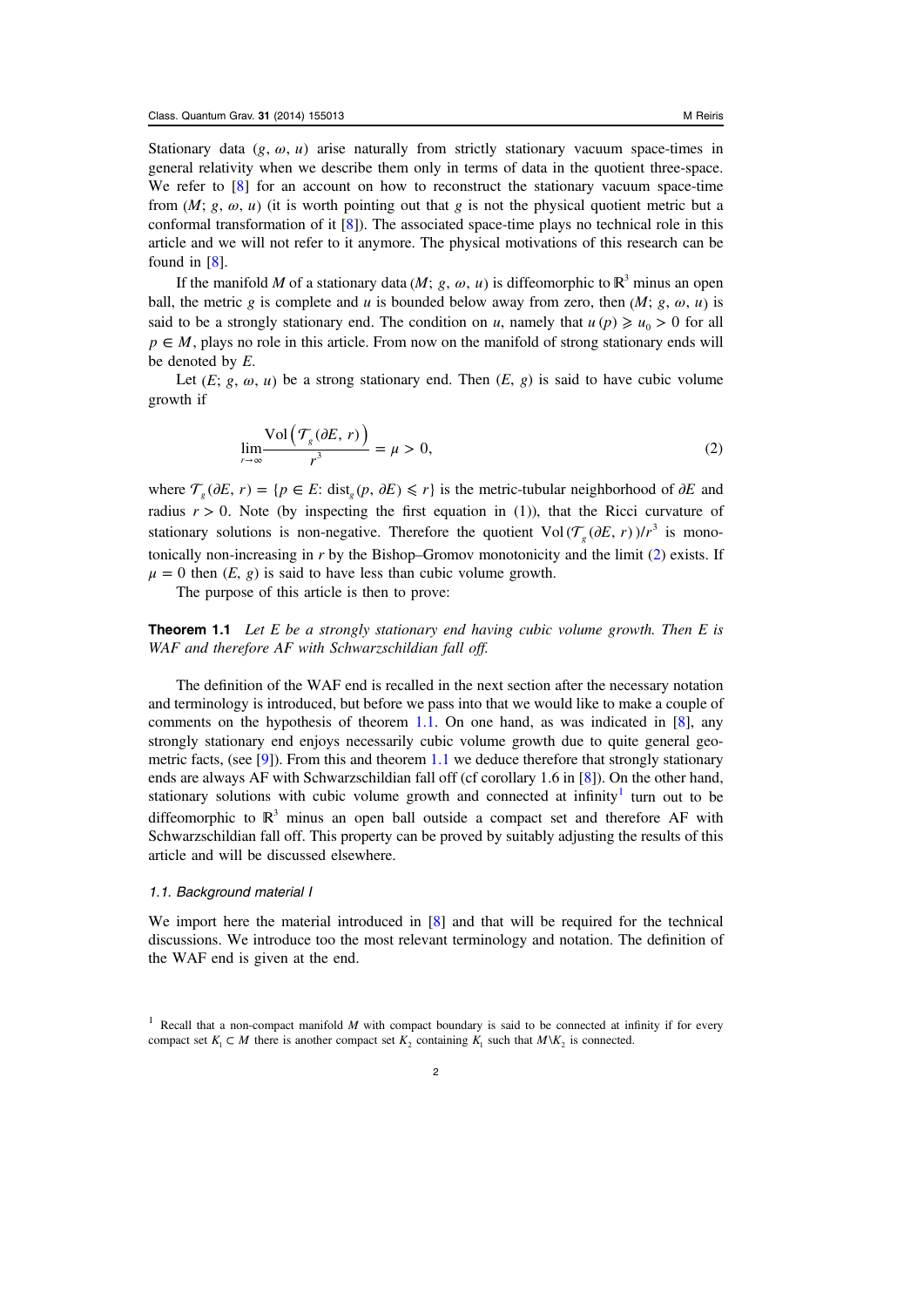Stationary data $(g, \omega, u)$ arise naturally from strictly stationary vacuum space-times in general relativity when we describe them only in terms of data in the quotient three-space. We refer to [8] for an account on how to reconstruct the stationary vacuum space-time from $(M; g, \omega, u)$ (it is worth pointing out that $g$ is not the physical quotient metric but a conformal transformation of it [8]). The associated space-time plays no technical role in this article and we will not refer to it anymore. The physical motivations of this research can be found in [8].

If the manifold $M$ of a stationary data $(M; g, \omega, u)$ is diffeomorphic to $\mathbb{R}^3$ minus an open ball, the metric $g$ is complete and $u$ is bounded below away from zero, then $(M; g, \omega, u)$ is said to be a strongly stationary end. The condition on $u$, namely that $u(p) \geqslant u_0 > 0$ for all $p \in M$, plays no role in this article. From now on the manifold of strong stationary ends will be denoted by $E$.

Let $(E; g, \omega, u)$ be a strong stationary end. Then $(E, g)$ is said to have cubic volume growth if

$$\lim_{r \to \infty} \frac{\mathrm{Vol}\left(\mathcal{T}_g(\partial E, r)\right)}{r^3} = \mu > 0, \tag{2}$$

where $\mathcal{T}_g(\partial E, r) = \{p \in E \colon \mathrm{dist}_g(p, \partial E) \leqslant r\}$ is the metric-tubular neighborhood of $\partial E$ and radius $r > 0$. Note (by inspecting the first equation in (1)), that the Ricci curvature of stationary solutions is non-negative. Therefore the quotient $\mathrm{Vol}(\mathcal{T}_g(\partial E, r))/r^3$ is monotonically non-increasing in $r$ by the Bishop–Gromov monotonicity and the limit (2) exists. If $\mu = 0$ then $(E, g)$ is said to have less than cubic volume growth.

The purpose of this article is then to prove:

**Theorem 1.1** *Let $E$ be a strongly stationary end having cubic volume growth. Then $E$ is WAF and therefore AF with Schwarzschildian fall off.*

The definition of the WAF end is recalled in the next section after the necessary notation and terminology is introduced, but before we pass into that we would like to make a couple of comments on the hypothesis of theorem 1.1. On one hand, as was indicated in [8], any strongly stationary end enjoys necessarily cubic volume growth due to quite general geometric facts, (see [9]). From this and theorem 1.1 we deduce therefore that strongly stationary ends are always AF with Schwarzschildian fall off (cf corollary 1.6 in [8]). On the other hand, stationary solutions with cubic volume growth and connected at infinity[1] turn out to be diffeomorphic to $\mathbb{R}^3$ minus an open ball outside a compact set and therefore AF with Schwarzschildian fall off. This property can be proved by suitably adjusting the results of this article and will be discussed elsewhere.

### *1.1. Background material I*

We import here the material introduced in [8] and that will be required for the technical discussions. We introduce too the most relevant terminology and notation. The definition of the WAF end is given at the end.

[1] Recall that a non-compact manifold $M$ with compact boundary is said to be connected at infinity if for every compact set $K_1 \subset M$ there is another compact set $K_2$ containing $K_1$ such that $M \setminus K_2$ is connected.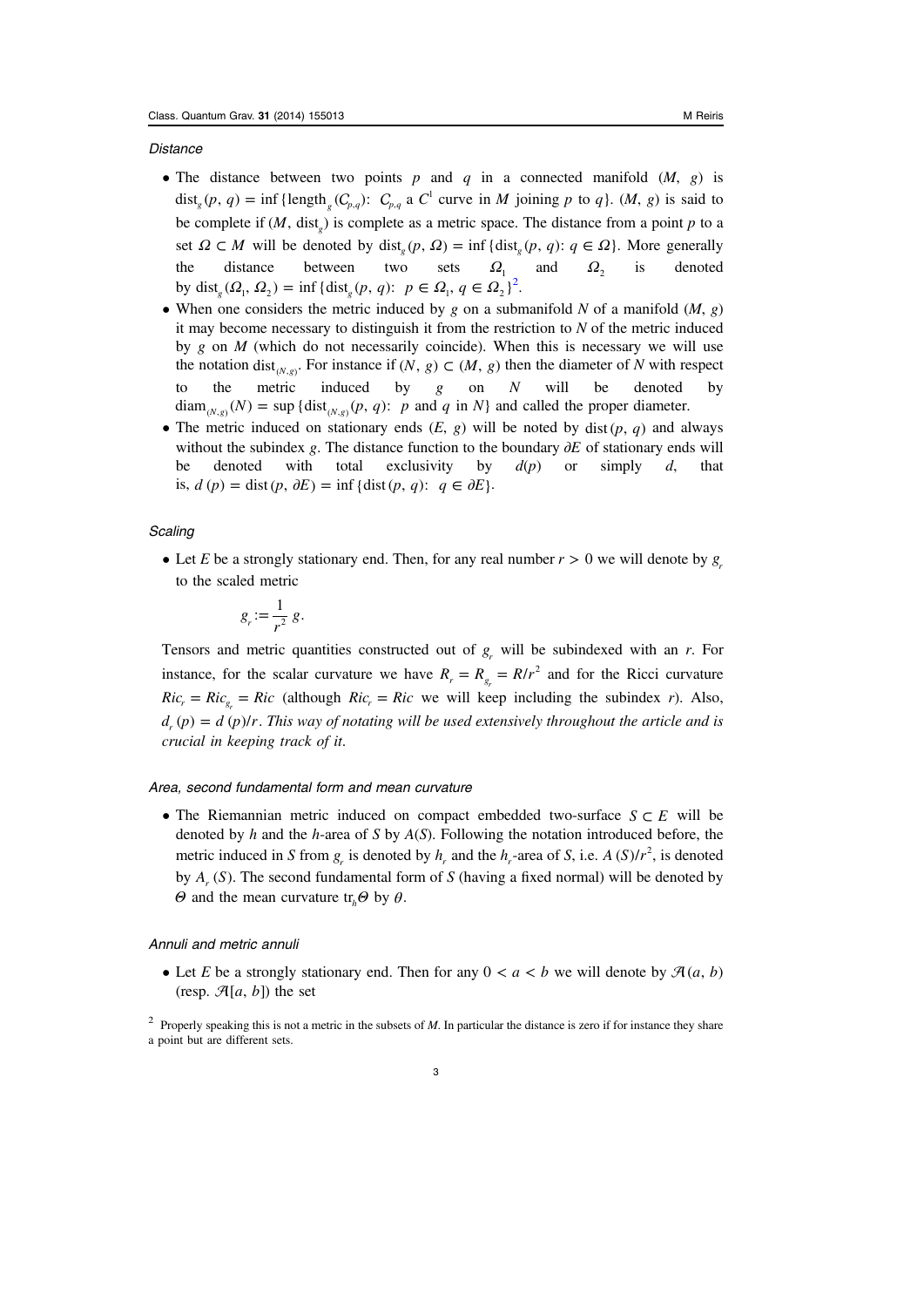*Distance*

- The distance between two points $p$ and $q$ in a connected manifold $(M, g)$ is $\mathrm{dist}_g(p, q) = \inf\{\mathrm{length}_g(C_{p,q}) \colon C_{p,q}$ a $C^1$ curve in $M$ joining $p$ to $q\}$. $(M, g)$ is said to be complete if $(M, \mathrm{dist}_g)$ is complete as a metric space. The distance from a point $p$ to a set $\Omega \subset M$ will be denoted by $\mathrm{dist}_g(p, \Omega) = \inf\{\mathrm{dist}_g(p, q) \colon q \in \Omega\}$. More generally the distance between two sets $\Omega_1$ and $\Omega_2$ is denoted by $\mathrm{dist}_g(\Omega_1, \Omega_2) = \inf\{\mathrm{dist}_g(p, q) \colon p \in \Omega_1, q \in \Omega_2\}$[2].
- When one considers the metric induced by $g$ on a submanifold $N$ of a manifold $(M, g)$ it may become necessary to distinguish it from the restriction to $N$ of the metric induced by $g$ on $M$ (which do not necessarily coincide). When this is necessary we will use the notation $\mathrm{dist}_{(N,g)}$. For instance if $(N, g) \subset (M, g)$ then the diameter of $N$ with respect to the metric induced by $g$ on $N$ will be denoted by $\mathrm{diam}_{(N,g)}(N) = \sup\{\mathrm{dist}_{(N,g)}(p, q) \colon p$ and $q$ in $N\}$ and called the proper diameter.
- The metric induced on stationary ends $(E, g)$ will be noted by $\mathrm{dist}(p, q)$ and always without the subindex $g$. The distance function to the boundary $\partial E$ of stationary ends will be denoted with total exclusivity by $d(p)$ or simply $d$, that is, $d(p) = \mathrm{dist}(p, \partial E) = \inf\{\mathrm{dist}(p, q) \colon q \in \partial E\}$.

*Scaling*

- Let $E$ be a strongly stationary end. Then, for any real number $r > 0$ we will denote by $g_r$ to the scaled metric

$$g_r := \frac{1}{r^2}\, g.$$

Tensors and metric quantities constructed out of $g_r$ will be subindexed with an $r$. For instance, for the scalar curvature we have $R_r = R_{g_r} = R/r^2$ and for the Ricci curvature $Ric_r = Ric_{g_r} = Ric$ (although $Ric_r = Ric$ we will keep including the subindex $r$). Also, $d_r(p) = d(p)/r$. *This way of notating will be used extensively throughout the article and is crucial in keeping track of it.*

*Area, second fundamental form and mean curvature*

- The Riemannian metric induced on compact embedded two-surface $S \subset E$ will be denoted by $h$ and the $h$-area of $S$ by $A(S)$. Following the notation introduced before, the metric induced in $S$ from $g_r$ is denoted by $h_r$ and the $h_r$-area of $S$, i.e. $A(S)/r^2$, is denoted by $A_r(S)$. The second fundamental form of $S$ (having a fixed normal) will be denoted by $\Theta$ and the mean curvature $\mathrm{tr}_h \Theta$ by $\theta$.

*Annuli and metric annuli*

- Let $E$ be a strongly stationary end. Then for any $0 < a < b$ we will denote by $\mathcal{A}(a, b)$ (resp. $\mathcal{A}[a, b]$) the set

[2] Properly speaking this is not a metric in the subsets of $M$. In particular the distance is zero if for instance they share a point but are different sets.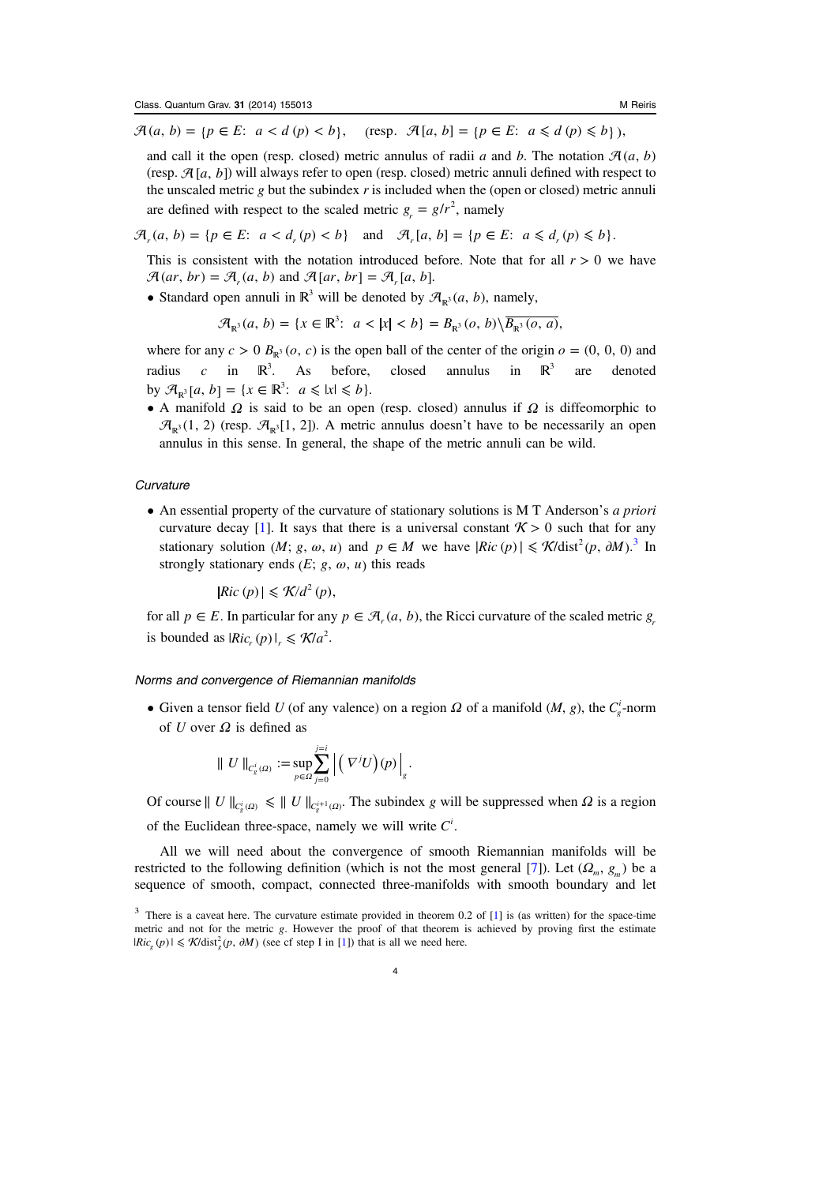$$\mathcal{A}(a,b) = \{p \in E:\ a < d(p) < b\}, \quad (\text{resp. } \mathcal{A}[a,b] = \{p \in E:\ a \leqslant d(p) \leqslant b\}),$$

and call it the open (resp. closed) metric annulus of radii $a$ and $b$. The notation $\mathcal{A}(a,b)$ (resp. $\mathcal{A}[a,b]$) will always refer to open (resp. closed) metric annuli defined with respect to the unscaled metric $g$ but the subindex $r$ is included when the (open or closed) metric annuli are defined with respect to the scaled metric $g_r = g/r^2$, namely

$$\mathcal{A}_r(a,b) = \{p \in E:\ a < d_r(p) < b\} \quad \text{and} \quad \mathcal{A}_r[a,b] = \{p \in E:\ a \leqslant d_r(p) \leqslant b\}.$$

This is consistent with the notation introduced before. Note that for all $r > 0$ we have $\mathcal{A}(ar, br) = \mathcal{A}_r(a,b)$ and $\mathcal{A}[ar, br] = \mathcal{A}_r[a,b]$.

- Standard open annuli in $\mathbb{R}^3$ will be denoted by $\mathcal{A}_{\mathbb{R}^3}(a,b)$, namely,

$$\mathcal{A}_{\mathbb{R}^3}(a,b) = \{x \in \mathbb{R}^3:\ a < |x| < b\} = B_{\mathbb{R}^3}(o,b) \setminus \overline{B_{\mathbb{R}^3}(o,a)},$$

where for any $c > 0$ $B_{\mathbb{R}^3}(o,c)$ is the open ball of the center of the origin $o = (0,0,0)$ and radius $c$ in $\mathbb{R}^3$. As before, closed annulus in $\mathbb{R}^3$ are denoted by $\mathcal{A}_{\mathbb{R}^3}[a,b] = \{x \in \mathbb{R}^3:\ a \leqslant |x| \leqslant b\}$.

- A manifold $\Omega$ is said to be an open (resp. closed) annulus if $\Omega$ is diffeomorphic to $\mathcal{A}_{\mathbb{R}^3}(1,2)$ (resp. $\mathcal{A}_{\mathbb{R}^3}[1,2]$). A metric annulus doesn't have to be necessarily an open annulus in this sense. In general, the shape of the metric annuli can be wild.

*Curvature*

- An essential property of the curvature of stationary solutions is M T Anderson's *a priori* curvature decay [1]. It says that there is a universal constant $\mathcal{K} > 0$ such that for any stationary solution $(M; g, \omega, u)$ and $p \in M$ we have $|Ric(p)| \leqslant \mathcal{K}/\text{dist}^2(p, \partial M)$.[3] In strongly stationary ends $(E; g, \omega, u)$ this reads

$$|Ric(p)| \leqslant \mathcal{K}/d^2(p),$$

for all $p \in E$. In particular for any $p \in \mathcal{A}_r(a,b)$, the Ricci curvature of the scaled metric $g_r$ is bounded as $|Ric_r(p)|_r \leqslant \mathcal{K}/a^2$.

*Norms and convergence of Riemannian manifolds*

- Given a tensor field $U$ (of any valence) on a region $\Omega$ of a manifold $(M, g)$, the $C^i_g$-norm of $U$ over $\Omega$ is defined as

$$\| U \|_{C^i_g(\Omega)} := \sup_{p \in \Omega} \sum_{j=0}^{j=i} \left| \left( \nabla^j U \right)(p) \right|_g.$$

Of course $\| U \|_{C^i_g(\Omega)} \leqslant \| U \|_{C^{i+1}_g(\Omega)}$. The subindex $g$ will be suppressed when $\Omega$ is a region of the Euclidean three-space, namely we will write $C^i$.

All we will need about the convergence of smooth Riemannian manifolds will be restricted to the following definition (which is not the most general [7]). Let $(\Omega_m, g_m)$ be a sequence of smooth, compact, connected three-manifolds with smooth boundary and let

---

[3] There is a caveat here. The curvature estimate provided in theorem 0.2 of [1] is (as written) for the space-time metric and not for the metric $g$. However the proof of that theorem is achieved by proving first the estimate $|Ric_g(p)| \leqslant \mathcal{K}/\text{dist}^2_g(p, \partial M)$ (see cf step I in [1]) that is all we need here.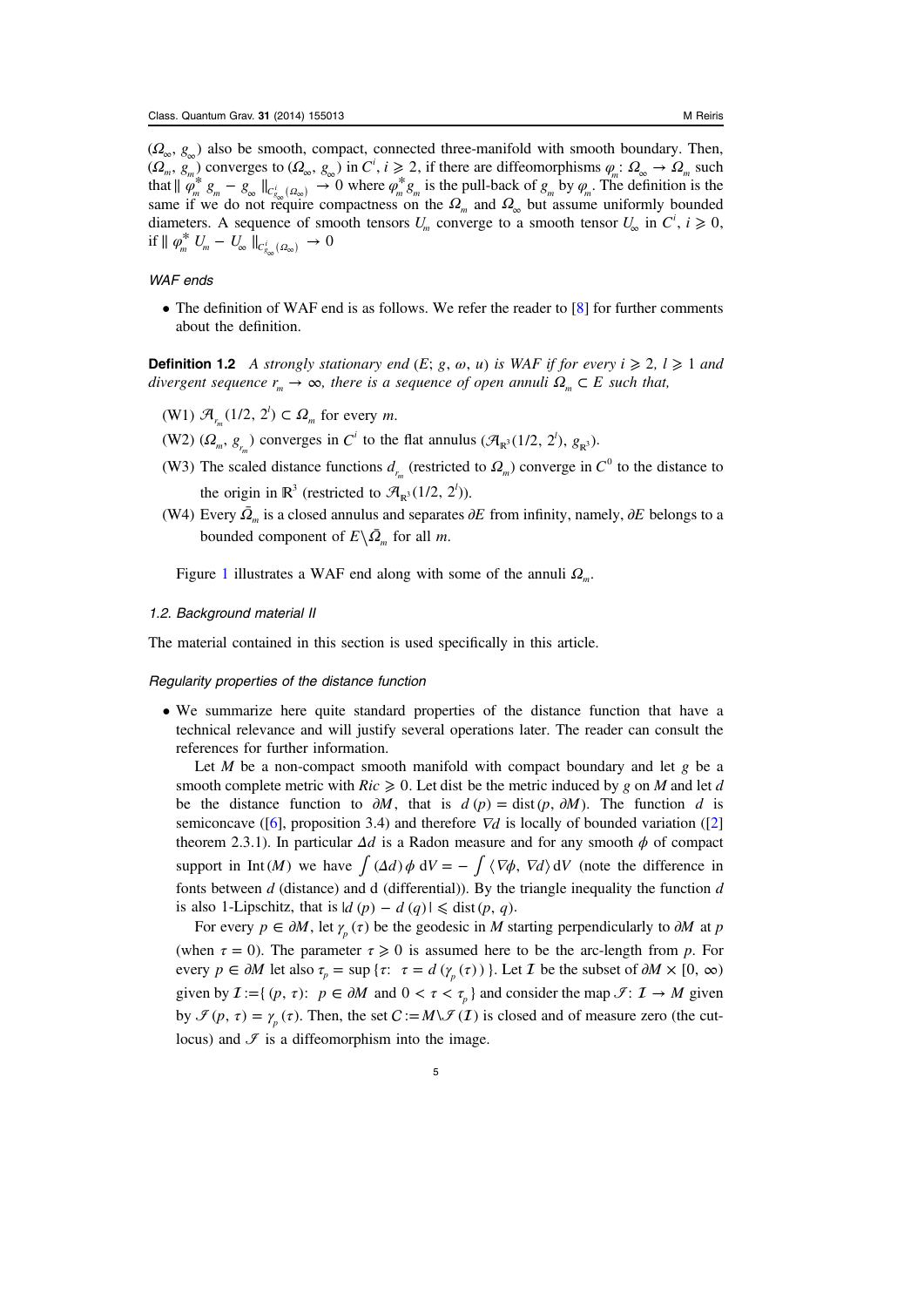$(\Omega_\infty, g_\infty)$ also be smooth, compact, connected three-manifold with smooth boundary. Then, $(\Omega_m, g_m)$ converges to $(\Omega_\infty, g_\infty)$ in $C^i$, $i \geqslant 2$, if there are diffeomorphisms $\varphi_m: \Omega_\infty \to \Omega_m$ such that $\| \varphi_m^* g_m - g_\infty \|_{C^i_{g_\infty}(\Omega_\infty)} \to 0$ where $\varphi_m^* g_m$ is the pull-back of $g_m$ by $\varphi_m$. The definition is the same if we do not require compactness on the $\Omega_m$ and $\Omega_\infty$ but assume uniformly bounded diameters. A sequence of smooth tensors $U_m$ converge to a smooth tensor $U_\infty$ in $C^i$, $i \geqslant 0$, if $\| \varphi_m^* U_m - U_\infty \|_{C^i_{g_\infty}(\Omega_\infty)} \to 0$

*WAF ends*

- The definition of WAF end is as follows. We refer the reader to [8] for further comments about the definition.

**Definition 1.2** *A strongly stationary end $(E; g, \omega, u)$ is WAF if for every $i \geqslant 2$, $l \geqslant 1$ and divergent sequence $r_m \to \infty$, there is a sequence of open annuli $\Omega_m \subset E$ such that,*

(W1) $\mathcal{A}_{r_m}(1/2, 2^l) \subset \Omega_m$ for every $m$.

(W2) $(\Omega_m, g_{r_m})$ converges in $C^i$ to the flat annulus $(\mathcal{A}_{\mathbb{R}^3}(1/2, 2^l), g_{\mathbb{R}^3})$.

(W3) The scaled distance functions $d_{r_m}$ (restricted to $\Omega_m$) converge in $C^0$ to the distance to the origin in $\mathbb{R}^3$ (restricted to $\mathcal{A}_{\mathbb{R}^3}(1/2, 2^l)$).

(W4) Every $\bar{\Omega}_m$ is a closed annulus and separates $\partial E$ from infinity, namely, $\partial E$ belongs to a bounded component of $E \setminus \bar{\Omega}_m$ for all $m$.

Figure 1 illustrates a WAF end along with some of the annuli $\Omega_m$.

### 1.2. Background material II

The material contained in this section is used specifically in this article.

*Regularity properties of the distance function*

- We summarize here quite standard properties of the distance function that have a technical relevance and will justify several operations later. The reader can consult the references for further information.

  Let $M$ be a non-compact smooth manifold with compact boundary and let $g$ be a smooth complete metric with $Ric \geqslant 0$. Let dist be the metric induced by $g$ on $M$ and let $d$ be the distance function to $\partial M$, that is $d(p) = \text{dist}(p, \partial M)$. The function $d$ is semiconcave ([6], proposition 3.4) and therefore $\nabla d$ is locally of bounded variation ([2] theorem 2.3.1). In particular $\Delta d$ is a Radon measure and for any smooth $\phi$ of compact support in $\text{Int}(M)$ we have $\int (\Delta d)\, \phi \, \mathrm{d}V = - \int \langle \nabla \phi, \nabla d \rangle \, \mathrm{d}V$ (note the difference in fonts between $d$ (distance) and d (differential)). By the triangle inequality the function $d$ is also 1-Lipschitz, that is $|d(p) - d(q)| \leqslant \text{dist}(p, q)$.

  For every $p \in \partial M$, let $\gamma_p(\tau)$ be the geodesic in $M$ starting perpendicularly to $\partial M$ at $p$ (when $\tau = 0$). The parameter $\tau \geqslant 0$ is assumed here to be the arc-length from $p$. For every $p \in \partial M$ let also $\tau_p = \sup\{\tau: \ \tau = d(\gamma_p(\tau))\}$. Let $\mathcal{I}$ be the subset of $\partial M \times [0, \infty)$ given by $\mathcal{I} := \{(p, \tau): \ p \in \partial M \text{ and } 0 < \tau < \tau_p\}$ and consider the map $\mathscr{I}: \mathcal{I} \to M$ given by $\mathscr{I}(p, \tau) = \gamma_p(\tau)$. Then, the set $C := M \setminus \mathscr{I}(\mathcal{I})$ is closed and of measure zero (the cut-locus) and $\mathscr{I}$ is a diffeomorphism into the image.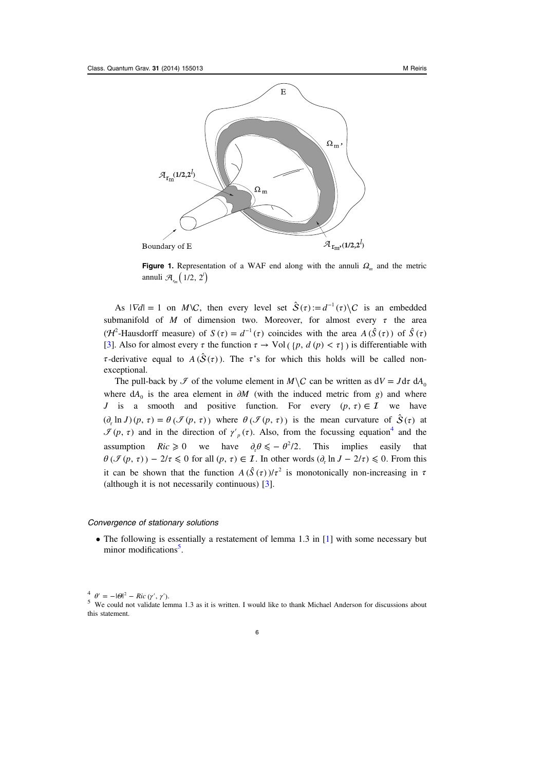**Figure 1.** Representation of a WAF end along with the annuli $\Omega_m$ and the metric annuli $\mathcal{A}_{r_m}(1/2, 2^l)$

As $|\nabla d| = 1$ on $M\setminus C$, then every level set $\hat{S}(\tau) := d^{-1}(\tau)\setminus C$ is an embedded submanifold of $M$ of dimension two. Moreover, for almost every $\tau$ the area ($\mathcal{H}^2$-Hausdorff measure) of $S(\tau) = d^{-1}(\tau)$ coincides with the area $A(\hat{S}(\tau))$ of $\hat{S}(\tau)$ [3]. Also for almost every $\tau$ the function $\tau \to \mathrm{Vol}(\{p, d(p) < \tau\})$ is differentiable with $\tau$-derivative equal to $A(\hat{S}(\tau))$. The $\tau$'s for which this holds will be called non-exceptional.

The pull-back by $\mathcal{I}$ of the volume element in $M\setminus C$ can be written as $dV = J d\tau\, dA_0$ where $dA_0$ is the area element in $\partial M$ (with the induced metric from $g$) and where $J$ is a smooth and positive function. For every $(p, \tau) \in \mathcal{I}$ we have $(\partial_\tau \ln J)(p, \tau) = \theta(\mathcal{I}(p, \tau))$ where $\theta(\mathcal{I}(p, \tau))$ is the mean curvature of $\hat{S}(\tau)$ at $\mathcal{I}(p, \tau)$ and in the direction of $\gamma'_p(\tau)$. Also, from the focussing equation[4] and the assumption $Ric \geqslant 0$ we have $\partial_\tau \theta \leqslant -\theta^2/2$. This implies easily that $\theta(\mathcal{I}(p, \tau)) - 2/\tau \leqslant 0$ for all $(p, \tau) \in \mathcal{I}$. In other words $(\partial_\tau \ln J - 2/\tau) \leqslant 0$. From this it can be shown that the function $A(\hat{S}(\tau))/\tau^2$ is monotonically non-increasing in $\tau$ (although it is not necessarily continuous) [3].

*Convergence of stationary solutions*

- The following is essentially a restatement of lemma 1.3 in [1] with some necessary but minor modifications[5].

[4] $\theta' = -|\Theta|^2 - Ric(\gamma', \gamma')$.

[5] We could not validate lemma 1.3 as it is written. I would like to thank Michael Anderson for discussions about this statement.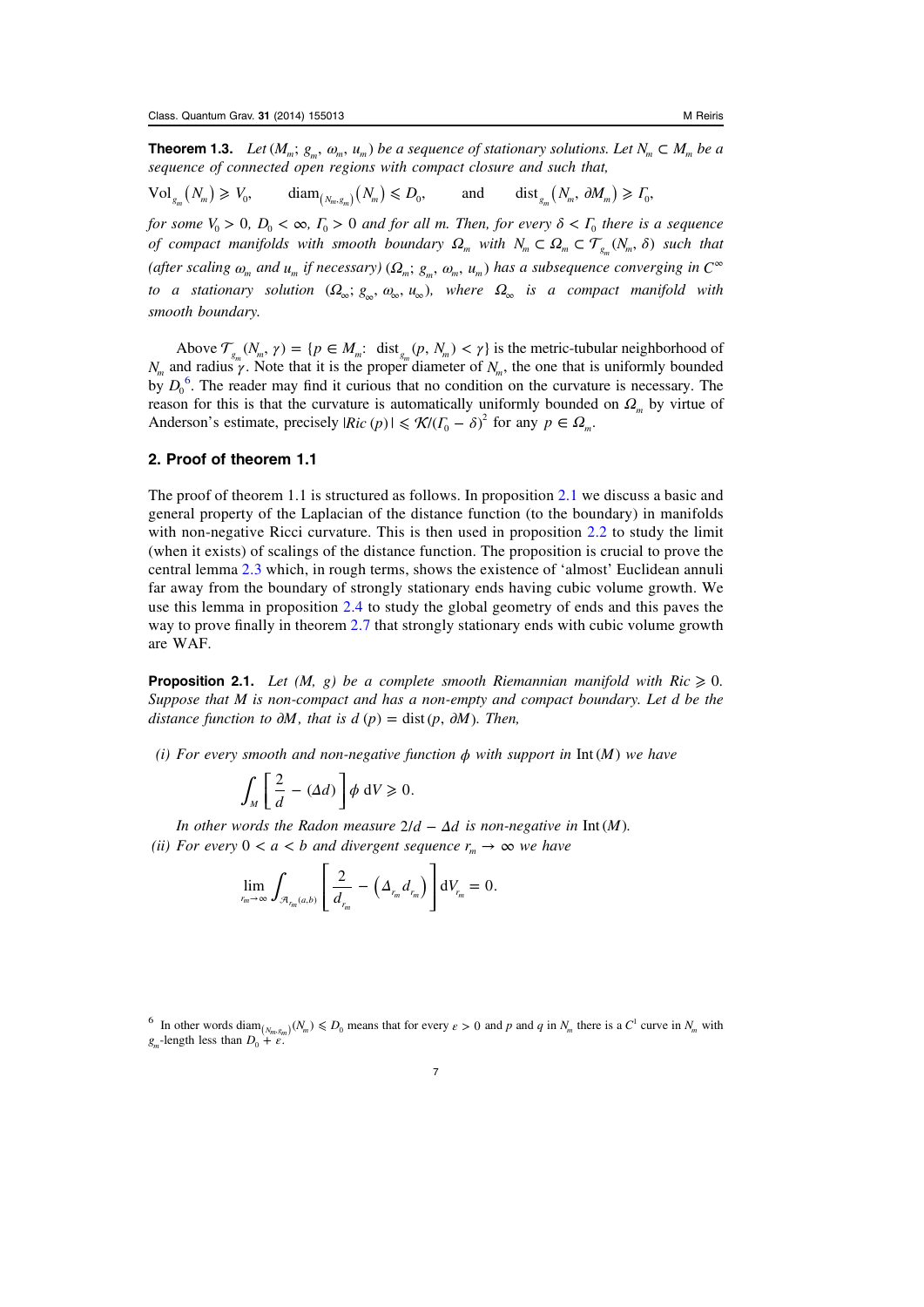**Theorem 1.3.** *Let $(M_m; g_m, \omega_m, u_m)$ be a sequence of stationary solutions. Let $N_m \subset M_m$ be a sequence of connected open regions with compact closure and such that,*

$$\mathrm{Vol}_{g_m}(N_m) \geqslant V_0, \qquad \mathrm{diam}_{(N_m, g_m)}(N_m) \leqslant D_0, \qquad \text{and} \qquad \mathrm{dist}_{g_m}(N_m, \partial M_m) \geqslant \Gamma_0,$$

*for some $V_0 > 0$, $D_0 < \infty$, $\Gamma_0 > 0$ and for all $m$. Then, for every $\delta < \Gamma_0$ there is a sequence of compact manifolds with smooth boundary $\Omega_m$ with $N_m \subset \Omega_m \subset \mathcal{T}_{g_m}(N_m, \delta)$ such that (after scaling $\omega_m$ and $u_m$ if necessary) $(\Omega_m; g_m, \omega_m, u_m)$ has a subsequence converging in $C^\infty$ to a stationary solution $(\Omega_\infty; g_\infty, \omega_\infty, u_\infty)$, where $\Omega_\infty$ is a compact manifold with smooth boundary.*

Above $\mathcal{T}_{g_m}(N_m, \gamma) = \{p \in M_m: \ \mathrm{dist}_{g_m}(p, N_m) < \gamma\}$ is the metric-tubular neighborhood of $N_m$ and radius $\gamma$. Note that it is the proper diameter of $N_m$, the one that is uniformly bounded by $D_0$[6]. The reader may find it curious that no condition on the curvature is necessary. The reason for this is that the curvature is automatically uniformly bounded on $\Omega_m$ by virtue of Anderson's estimate, precisely $|Ric(p)| \leqslant \mathcal{K}/(\Gamma_0 - \delta)^2$ for any $p \in \Omega_m$.

## 2. Proof of theorem 1.1

The proof of theorem 1.1 is structured as follows. In proposition 2.1 we discuss a basic and general property of the Laplacian of the distance function (to the boundary) in manifolds with non-negative Ricci curvature. This is then used in proposition 2.2 to study the limit (when it exists) of scalings of the distance function. The proposition is crucial to prove the central lemma 2.3 which, in rough terms, shows the existence of 'almost' Euclidean annuli far away from the boundary of strongly stationary ends having cubic volume growth. We use this lemma in proposition 2.4 to study the global geometry of ends and this paves the way to prove finally in theorem 2.7 that strongly stationary ends with cubic volume growth are WAF.

**Proposition 2.1.** *Let $(M, g)$ be a complete smooth Riemannian manifold with $Ric \geqslant 0$. Suppose that $M$ is non-compact and has a non-empty and compact boundary. Let $d$ be the distance function to $\partial M$, that is $d(p) = \mathrm{dist}(p, \partial M)$. Then,*

*(i) For every smooth and non-negative function $\phi$ with support in $\mathrm{Int}(M)$ we have*

$$\int_M \left[\frac{2}{d} - (\Delta d)\right]\phi \, \mathrm{d}V \geqslant 0.$$

*In other words the Radon measure $2/d - \Delta d$ is non-negative in $\mathrm{Int}(M)$.*

*(ii) For every $0 < a < b$ and divergent sequence $r_m \to \infty$ we have*

$$\lim_{r_m \to \infty} \int_{\mathcal{A}_{r_m}(a,b)} \left[\frac{2}{d_{r_m}} - \left(\Delta_{r_m} d_{r_m}\right)\right] \mathrm{d}V_{r_m} = 0.$$

[6] In other words $\mathrm{diam}_{(N_m, g_m)}(N_m) \leqslant D_0$ means that for every $\varepsilon > 0$ and $p$ and $q$ in $N_m$ there is a $C^1$ curve in $N_m$ with $g_m$-length less than $D_0 + \varepsilon$.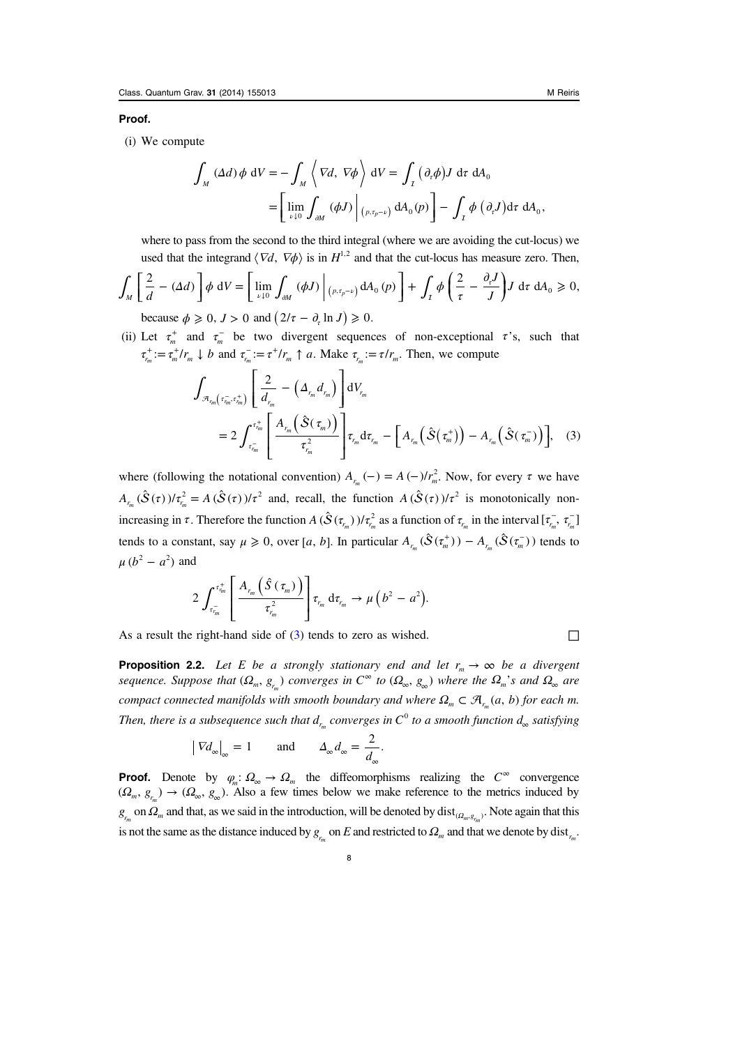**Proof.**

(i) We compute

$$\int_M (\Delta d)\,\phi \,\mathrm{d}V = -\int_M \left\langle \nabla d,\, \nabla \phi \right\rangle \mathrm{d}V = \int_I \left(\partial_\tau \phi\right) J \,\mathrm{d}\tau\, \mathrm{d}A_0$$
$$= \left[ \lim_{\nu \downarrow 0} \int_{\partial M} (\phi J) \Big|_{(p,\tau_p - \nu)} \mathrm{d}A_0(p) \right] - \int_I \phi\left(\partial_\tau J\right) \mathrm{d}\tau\, \mathrm{d}A_0,$$

where to pass from the second to the third integral (where we are avoiding the cut-locus) we used that the integrand $\langle \nabla d, \nabla \phi\rangle$ is in $H^{1,2}$ and that the cut-locus has measure zero. Then,

$$\int_M \left[ \frac{2}{d} - (\Delta d) \right] \phi \,\mathrm{d}V = \left[ \lim_{\nu \downarrow 0} \int_{\partial M} (\phi J) \Big|_{(p,\tau_p - \nu)} \mathrm{d}A_0(p) \right] + \int_I \phi \left( \frac{2}{\tau} - \frac{\partial_\tau J}{J} \right) J \,\mathrm{d}\tau\, \mathrm{d}A_0 \geqslant 0,$$

because $\phi \geqslant 0$, $J > 0$ and $\left(2/\tau - \partial_\tau \ln J\right) \geqslant 0$.

(ii) Let $\tau_m^+$ and $\tau_m^-$ be two divergent sequences of non-exceptional $\tau$'s, such that $\tau_{r_m}^+ := \tau_m^+/r_m \downarrow b$ and $\tau_{r_m}^- := \tau^+/r_m \uparrow a$. Make $\tau_{r_m} := \tau/r_m$. Then, we compute

$$\int_{\mathcal{A}_{r_m}\left(\tau_{r_m}^-, \tau_{r_m}^+\right)} \left[ \frac{2}{d_{r_m}} - \left(\Delta_{r_m} d_{r_m}\right) \right] \mathrm{d}V_{r_m}$$
$$= 2\int_{\tau_{r_m}^-}^{\tau_{r_m}^+} \left[ \frac{A_{r_m}\left(\hat{\mathcal{S}}(\tau_m)\right)}{\tau_{r_m}^2} \right] \tau_{r_m} \,\mathrm{d}\tau_{r_m} - \left[ A_{r_m}\left(\hat{\mathcal{S}}\left(\tau_m^+\right)\right) - A_{r_m}\left(\hat{\mathcal{S}}\left(\tau_m^-\right)\right) \right], \quad (3)$$

where (following the notational convention) $A_{r_m}(-) = A(-)/r_m^2$. Now, for every $\tau$ we have $A_{r_m}(\hat{\mathcal{S}}(\tau))/\tau_{r_m}^2 = A(\hat{\mathcal{S}}(\tau))/\tau^2$ and, recall, the function $A(\hat{\mathcal{S}}(\tau))/\tau^2$ is monotonically non-increasing in $\tau$. Therefore the function $A(\hat{\mathcal{S}}(\tau_{r_m}))/\tau_{r_m}^2$ as a function of $\tau_{r_m}$ in the interval $[\tau_{r_m}^-, \tau_{r_m}^-]$ tends to a constant, say $\mu \geqslant 0$, over $[a, b]$. In particular $A_{r_m}(\hat{\mathcal{S}}(\tau_m^+)) - A_{r_m}(\hat{\mathcal{S}}(\tau_m^-))$ tends to $\mu\left(b^2 - a^2\right)$ and

$$2\int_{\tau_{r_m}^-}^{\tau_{r_m}^+} \left[ \frac{A_{r_m}\left(\hat{S}(\tau_m)\right)}{\tau_{r_m}^2} \right] \tau_{r_m} \,\mathrm{d}\tau_{r_m} \to \mu\left(b^2 - a^2\right).$$

As a result the right-hand side of (3) tends to zero as wished. □

**Proposition 2.2.** *Let $E$ be a strongly stationary end and let $r_m \to \infty$ be a divergent sequence. Suppose that $(\Omega_m, g_{r_m})$ converges in $C^\infty$ to $(\Omega_\infty, g_\infty)$ where the $\Omega_m$'s and $\Omega_\infty$ are compact connected manifolds with smooth boundary and where $\Omega_m \subset \mathcal{A}_{r_m}(a, b)$ for each $m$. Then, there is a subsequence such that $d_{r_m}$ converges in $C^0$ to a smooth function $d_\infty$ satisfying*

$$\left|\nabla d_\infty\right|_\infty = 1 \qquad \text{and} \qquad \Delta_\infty d_\infty = \frac{2}{d_\infty}.$$

**Proof.** Denote by $\varphi_m : \Omega_\infty \to \Omega_m$ the diffeomorphisms realizing the $C^\infty$ convergence $(\Omega_m, g_{r_m}) \to (\Omega_\infty, g_\infty)$. Also a few times below we make reference to the metrics induced by $g_{r_m}$ on $\Omega_m$ and that, as we said in the introduction, will be denoted by $\mathrm{dist}_{(\Omega_m; g_{r_m})}$. Note again that this is not the same as the distance induced by $g_{r_m}$ on $E$ and restricted to $\Omega_m$ and that we denote by $\mathrm{dist}_{r_m}$.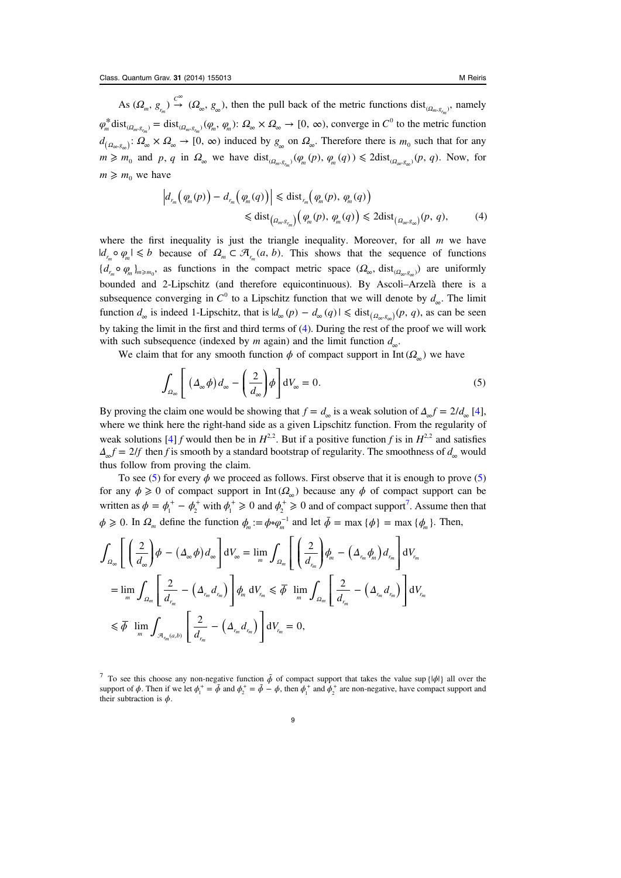As $(\Omega_m, g_{r_m}) \xrightarrow{C^\infty} (\Omega_\infty, g_\infty)$, then the pull back of the metric functions $\text{dist}_{(\Omega_m, g_{r_m})}$, namely $\varphi_m^* \text{dist}_{(\Omega_m, g_{r_m})} = \text{dist}_{(\Omega_m, g_{r_m})}(\varphi_m, \varphi_m): \Omega_\infty \times \Omega_\infty \to [0, \infty)$, converge in $C^0$ to the metric function $d_{(\Omega_\infty, g_\infty)}: \Omega_\infty \times \Omega_\infty \to [0, \infty)$ induced by $g_\infty$ on $\Omega_\infty$. Therefore there is $m_0$ such that for any $m \geqslant m_0$ and $p, q$ in $\Omega_\infty$ we have $\text{dist}_{(\Omega_m, g_{r_m})}(\varphi_m(p), \varphi_m(q)) \leqslant 2\text{dist}_{(\Omega_\infty, g_\infty)}(p, q)$. Now, for $m \geqslant m_0$ we have

$$\left| d_{r_m}\left(\varphi_m(p)\right) - d_{r_m}\left(\varphi_m(q)\right)\right| \leqslant \text{dist}_{r_m}\left(\varphi_m(p), \varphi_m(q)\right)$$
$$\leqslant \text{dist}_{\left(\Omega_m, g_{r_m}\right)}\left(\varphi_m(p), \varphi_m(q)\right) \leqslant 2\text{dist}_{\left(\Omega_\infty, g_\infty\right)}(p, q), \tag{4}$$

where the first inequality is just the triangle inequality. Moreover, for all $m$ we have $|d_{r_m} \circ \varphi_m| \leqslant b$ because of $\Omega_m \subset \mathcal{A}_{r_m}(a, b)$. This shows that the sequence of functions $\{d_{r_m} \circ \varphi_m\}_{m \geqslant m_0}$, as functions in the compact metric space $(\Omega_\infty, \text{dist}_{(\Omega_\infty, g_\infty)})$ are uniformly bounded and 2-Lipschitz (and therefore equicontinuous). By Ascoli–Arzelà there is a subsequence converging in $C^0$ to a Lipschitz function that we will denote by $d_\infty$. The limit function $d_\infty$ is indeed 1-Lipschitz, that is $|d_\infty(p) - d_\infty(q)| \leqslant \text{dist}_{(\Omega_\infty, g_\infty)}(p, q)$, as can be seen by taking the limit in the first and third terms of (4). During the rest of the proof we will work with such subsequence (indexed by $m$ again) and the limit function $d_\infty$.

We claim that for any smooth function $\phi$ of compact support in $\text{Int}(\Omega_\infty)$ we have

$$\int_{\Omega_\infty} \left[ \left(\Delta_\infty \phi\right) d_\infty - \left(\frac{2}{d_\infty}\right) \phi \right] \text{d}V_\infty = 0. \tag{5}$$

By proving the claim one would be showing that $f = d_\infty$ is a weak solution of $\Delta_\infty f = 2/d_\infty$ [4], where we think here the right-hand side as a given Lipschitz function. From the regularity of weak solutions [4] $f$ would then be in $H^{2,2}$. But if a positive function $f$ is in $H^{2,2}$ and satisfies $\Delta_\infty f = 2/f$ then $f$ is smooth by a standard bootstrap of regularity. The smoothness of $d_\infty$ would thus follow from proving the claim.

To see (5) for every $\phi$ we proceed as follows. First observe that it is enough to prove (5) for any $\phi \geqslant 0$ of compact support in $\text{Int}(\Omega_\infty)$ because any $\phi$ of compact support can be written as $\phi = \phi_1^+ - \phi_2^+$ with $\phi_1^+ \geqslant 0$ and $\phi_2^+ \geqslant 0$ and of compact support[7]. Assume then that $\phi \geqslant 0$. In $\Omega_m$ define the function $\phi_m := \phi \circ \varphi_m^{-1}$ and let $\bar{\phi} = \max\{\phi\} = \max\{\phi_m\}$. Then,

$$\int_{\Omega_\infty} \left[ \left(\frac{2}{d_\infty}\right)\phi - \left(\Delta_\infty \phi\right) d_\infty \right] \text{d}V_\infty = \lim_m \int_{\Omega_m} \left[ \left(\frac{2}{d_{r_m}}\right)\phi_m - \left(\Delta_{r_m}\phi_m\right) d_{r_m} \right] \text{d}V_{r_m}$$
$$= \lim_m \int_{\Omega_m} \left[ \frac{2}{d_{r_m}} - \left(\Delta_{r_m} d_{r_m}\right) \right] \phi_m \, \text{d}V_{r_m} \leqslant \bar{\phi} \, \lim_m \int_{\Omega_m} \left[ \frac{2}{d_{r_m}} - \left(\Delta_{r_m} d_{r_m}\right) \right] \text{d}V_{r_m}$$
$$\leqslant \bar{\phi} \, \lim_m \int_{\mathcal{A}_{r_m}(a,b)} \left[ \frac{2}{d_{r_m}} - \left(\Delta_{r_m} d_{r_m}\right) \right] \text{d}V_{r_m} = 0,$$

[7] To see this choose any non-negative function $\tilde{\phi}$ of compact support that takes the value $\sup\{|\phi|\}$ all over the support of $\phi$. Then if we let $\phi_1^+ = \tilde{\phi}$ and $\phi_2^+ = \tilde{\phi} - \phi$, then $\phi_1^+$ and $\phi_2^+$ are non-negative, have compact support and their subtraction is $\phi$.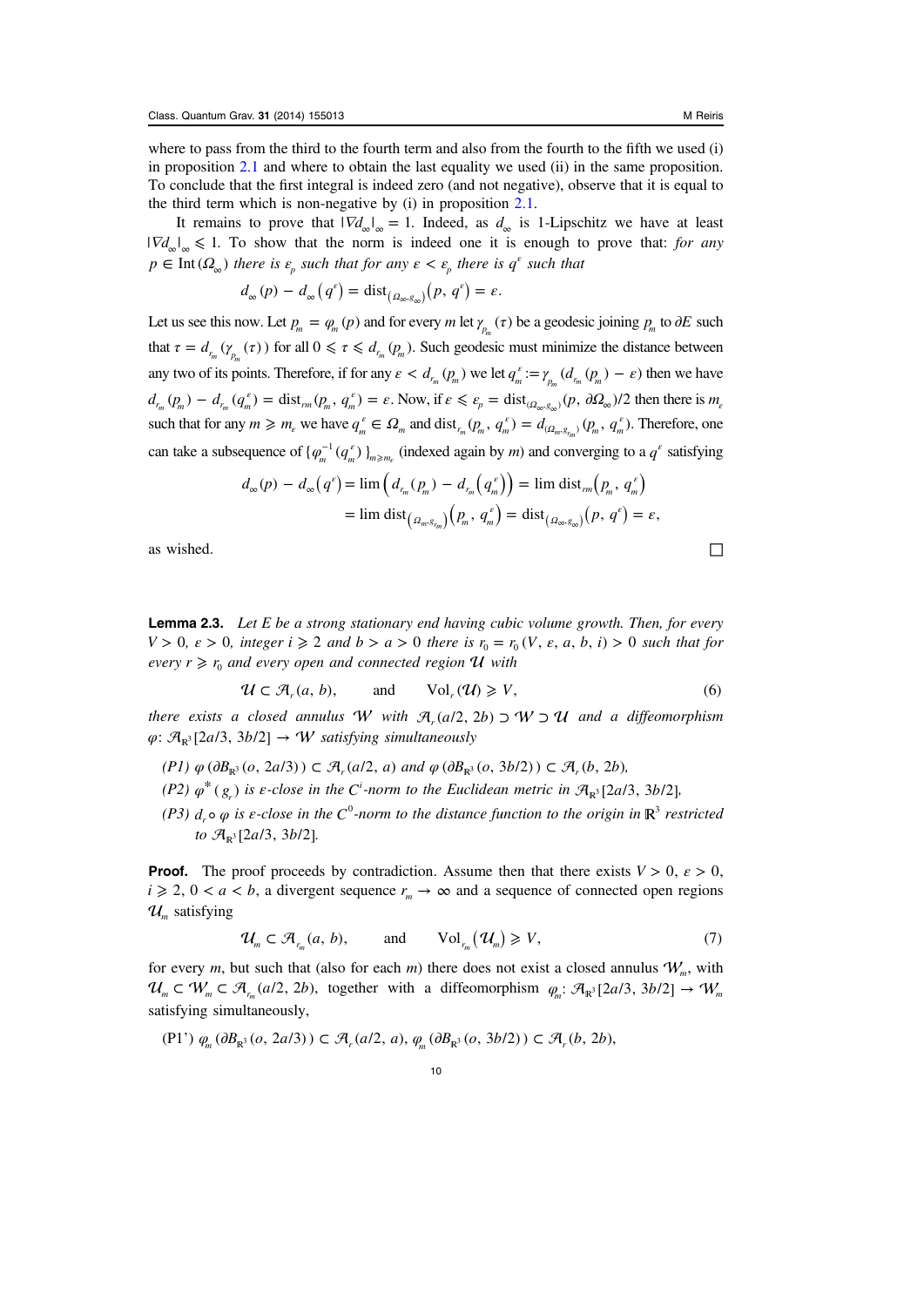where to pass from the third to the fourth term and also from the fourth to the fifth we used (i) in proposition 2.1 and where to obtain the last equality we used (ii) in the same proposition. To conclude that the first integral is indeed zero (and not negative), observe that it is equal to the third term which is non-negative by (i) in proposition 2.1.

It remains to prove that $|\nabla d_\infty|_\infty = 1$. Indeed, as $d_\infty$ is 1-Lipschitz we have at least $|\nabla d_\infty|_\infty \leqslant 1$. To show that the norm is indeed one it is enough to prove that: *for any $p \in \mathrm{Int}(\Omega_\infty)$ there is $\varepsilon_p$ such that for any $\varepsilon < \varepsilon_p$ there is $q^\varepsilon$ such that*

$$d_\infty(p) - d_\infty(q^\varepsilon) = \mathrm{dist}_{(\Omega_\infty, g_\infty)}(p, q^\varepsilon) = \varepsilon.$$

Let us see this now. Let $p_m = \varphi_m(p)$ and for every $m$ let $\gamma_{p_m}(\tau)$ be a geodesic joining $p_m$ to $\partial E$ such that $\tau = d_{r_m}(\gamma_{p_m}(\tau))$ for all $0 \leqslant \tau \leqslant d_{r_m}(p_m)$. Such geodesic must minimize the distance between any two of its points. Therefore, if for any $\varepsilon < d_{r_m}(p_m)$ we let $q_m^\varepsilon := \gamma_{p_m}(d_{r_m}(p_m) - \varepsilon)$ then we have $d_{r_m}(p_m) - d_{r_m}(q_m^\varepsilon) = \mathrm{dist}_{rm}(p_m, q_m^\varepsilon) = \varepsilon$. Now, if $\varepsilon \leqslant \varepsilon_p = \mathrm{dist}_{(\Omega_\infty, g_\infty)}(p, \partial\Omega_\infty)/2$ then there is $m_\varepsilon$ such that for any $m \geqslant m_\varepsilon$ we have $q_m^\varepsilon \in \Omega_m$ and $\mathrm{dist}_{r_m}(p_m, q_m^\varepsilon) = d_{(\Omega_m, g_{r_m})}(p_m, q_m^\varepsilon)$. Therefore, one can take a subsequence of $\{\varphi_m^{-1}(q_m^\varepsilon)\}_{m \geqslant m_\varepsilon}$ (indexed again by $m$) and converging to a $q^\varepsilon$ satisfying

$$\begin{aligned} d_\infty(p) - d_\infty(q^\varepsilon) &= \lim\left(d_{r_m}(p_m) - d_{r_m}(q_m^\varepsilon)\right) = \lim \mathrm{dist}_{rm}(p_m, q_m^\varepsilon) \\ &= \lim \mathrm{dist}_{(\Omega_m, g_{r_m})}(p_m, q_m^\varepsilon) = \mathrm{dist}_{(\Omega_\infty, g_\infty)}(p, q^\varepsilon) = \varepsilon, \end{aligned}$$

as wished. □

**Lemma 2.3.** *Let $E$ be a strong stationary end having cubic volume growth. Then, for every $V > 0$, $\varepsilon > 0$, integer $i \geqslant 2$ and $b > a > 0$ there is $r_0 = r_0(V, \varepsilon, a, b, i) > 0$ such that for every $r \geqslant r_0$ and every open and connected region $\mathcal{U}$ with*

$$\mathcal{U} \subset \mathcal{A}_r(a, b), \qquad \text{and} \qquad \mathrm{Vol}_r(\mathcal{U}) \geqslant V, \tag{6}$$

*there exists a closed annulus $\mathcal{W}$ with $\mathcal{A}_r(a/2, 2b) \supset \mathcal{W} \supset \mathcal{U}$ and a diffeomorphism $\varphi: \mathcal{A}_{\mathbb{R}^3}[2a/3, 3b/2] \to \mathcal{W}$ satisfying simultaneously*

- *(P1) $\varphi(\partial B_{\mathbb{R}^3}(o, 2a/3)) \subset \mathcal{A}_r(a/2, a)$ and $\varphi(\partial B_{\mathbb{R}^3}(o, 3b/2)) \subset \mathcal{A}_r(b, 2b)$,*
- *(P2) $\varphi^*(g_r)$ is $\varepsilon$-close in the $C^i$-norm to the Euclidean metric in $\mathcal{A}_{\mathbb{R}^3}[2a/3, 3b/2]$,*
- *(P3) $d_r \circ \varphi$ is $\varepsilon$-close in the $C^0$-norm to the distance function to the origin in $\mathbb{R}^3$ restricted to $\mathcal{A}_{\mathbb{R}^3}[2a/3, 3b/2]$.*

**Proof.** The proof proceeds by contradiction. Assume then that there exists $V > 0$, $\varepsilon > 0$, $i \geqslant 2$, $0 < a < b$, a divergent sequence $r_m \to \infty$ and a sequence of connected open regions $\mathcal{U}_m$ satisfying

$$\mathcal{U}_m \subset \mathcal{A}_{r_m}(a, b), \qquad \text{and} \qquad \mathrm{Vol}_{r_m}(\mathcal{U}_m) \geqslant V, \tag{7}$$

for every $m$, but such that (also for each $m$) there does not exist a closed annulus $\mathcal{W}_m$, with $\mathcal{U}_m \subset \mathcal{W}_m \subset \mathcal{A}_{r_m}(a/2, 2b)$, together with a diffeomorphism $\varphi_m: \mathcal{A}_{\mathbb{R}^3}[2a/3, 3b/2] \to \mathcal{W}_m$ satisfying simultaneously,

(P1') $\varphi_m(\partial B_{\mathbb{R}^3}(o, 2a/3)) \subset \mathcal{A}_r(a/2, a)$, $\varphi_m(\partial B_{\mathbb{R}^3}(o, 3b/2)) \subset \mathcal{A}_r(b, 2b)$,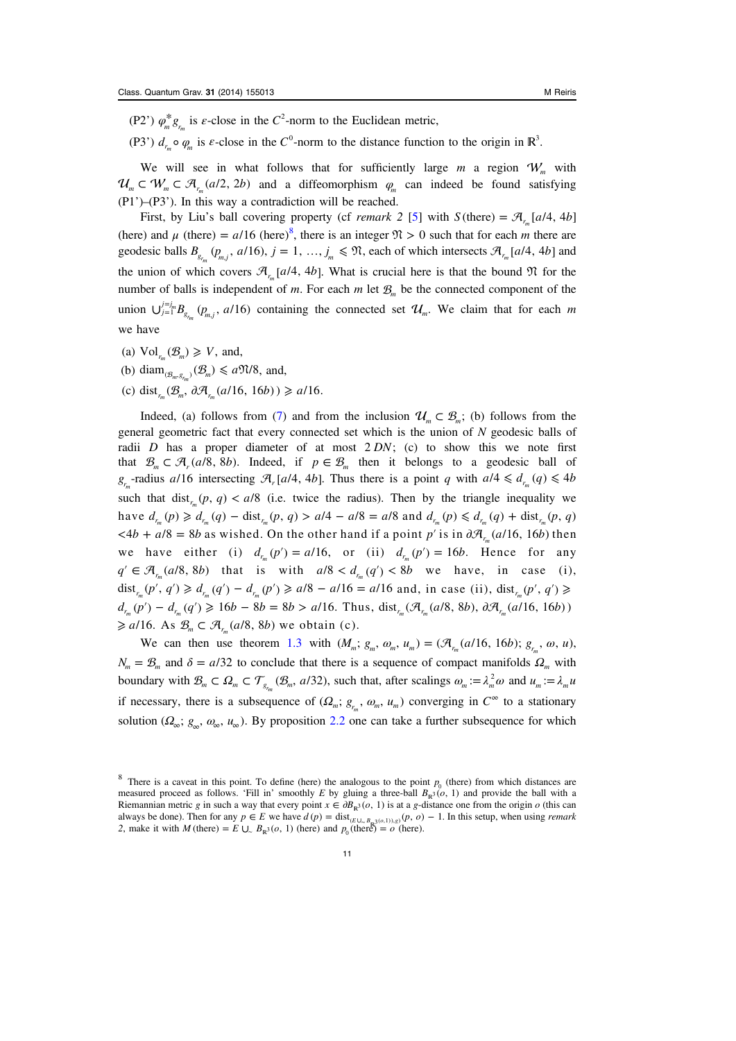(P2') $\varphi_m^* g_{r_m}$ is $\varepsilon$-close in the $C^2$-norm to the Euclidean metric,

(P3') $d_{r_m} \circ \varphi_m$ is $\varepsilon$-close in the $C^0$-norm to the distance function to the origin in $\mathbb{R}^3$.

We will see in what follows that for sufficiently large $m$ a region $\mathcal{W}_m$ with $\mathcal{U}_m \subset \mathcal{W}_m \subset \mathcal{A}_{r_m}(a/2, 2b)$ and a diffeomorphism $\varphi_m$ can indeed be found satisfying (P1')–(P3'). In this way a contradiction will be reached.

First, by Liu's ball covering property (cf *remark 2* [5] with $S$(there) $= \mathcal{A}_{r_m}[a/4, 4b]$ (here) and $\mu$ (there) $= a/16$ (here)[8], there is an integer $\mathfrak{N} > 0$ such that for each $m$ there are geodesic balls $B_{g_{r_m}}(p_{m,j}, a/16)$, $j = 1, \ldots, j_m \leqslant \mathfrak{N}$, each of which intersects $\mathcal{A}_{r_m}[a/4, 4b]$ and the union of which covers $\mathcal{A}_{r_m}[a/4, 4b]$. What is crucial here is that the bound $\mathfrak{N}$ for the number of balls is independent of $m$. For each $m$ let $\mathcal{B}_m$ be the connected component of the union $\cup_{j=1}^{j=j_m} B_{g_{r_m}}(p_{m,j}, a/16)$ containing the connected set $\mathcal{U}_m$. We claim that for each $m$ we have

(a) $\mathrm{Vol}_{r_m}(\mathcal{B}_m) \geqslant V$, and,

(b) $\mathrm{diam}_{(\mathcal{B}_m, g_{r_m})}(\mathcal{B}_m) \leqslant a\mathfrak{N}/8$, and,

(c) $\mathrm{dist}_{r_m}(\mathcal{B}_m, \partial\mathcal{A}_{r_m}(a/16, 16b)) \geqslant a/16$.

Indeed, (a) follows from (7) and from the inclusion $\mathcal{U}_m \subset \mathcal{B}_m$; (b) follows from the general geometric fact that every connected set which is the union of $N$ geodesic balls of radii $D$ has a proper diameter of at most $2DN$; (c) to show this we note first that $\mathcal{B}_m \subset \mathcal{A}_r(a/8, 8b)$. Indeed, if $p \in \mathcal{B}_m$ then it belongs to a geodesic ball of $g_{r_m}$-radius $a/16$ intersecting $\mathcal{A}_r[a/4, 4b]$. Thus there is a point $q$ with $a/4 \leqslant d_{r_m}(q) \leqslant 4b$ such that $\mathrm{dist}_{r_m}(p, q) < a/8$ (i.e. twice the radius). Then by the triangle inequality we have $d_{r_m}(p) \geqslant d_{r_m}(q) - \mathrm{dist}_{r_m}(p, q) > a/4 - a/8 = a/8$ and $d_{r_m}(p) \leqslant d_{r_m}(q) + \mathrm{dist}_{r_m}(p, q) < 4b + a/8 = 8b$ as wished. On the other hand if a point $p'$ is in $\partial\mathcal{A}_{r_m}(a/16, 16b)$ then we have either (i) $d_{r_m}(p') = a/16$, or (ii) $d_{r_m}(p') = 16b$. Hence for any $q' \in \mathcal{A}_{r_m}(a/8, 8b)$ that is with $a/8 < d_{r_m}(q') < 8b$ we have, in case (i), $\mathrm{dist}_{r_m}(p', q') \geqslant d_{r_m}(q') - d_{r_m}(p') \geqslant a/8 - a/16 = a/16$ and, in case (ii), $\mathrm{dist}_{r_m}(p', q') \geqslant d_{r_m}(p') - d_{r_m}(q') \geqslant 16b - 8b = 8b > a/16$. Thus, $\mathrm{dist}_{r_m}(\mathcal{A}_{r_m}(a/8, 8b), \partial\mathcal{A}_{r_m}(a/16, 16b)) \geqslant a/16$. As $\mathcal{B}_m \subset \mathcal{A}_{r_m}(a/8, 8b)$ we obtain (c).

We can then use theorem 1.3 with $(M_m; g_m, \omega_m, u_m) = (\mathcal{A}_{r_m}(a/16, 16b); g_{r_m}, \omega, u)$, $N_m = \mathcal{B}_m$ and $\delta = a/32$ to conclude that there is a sequence of compact manifolds $\Omega_m$ with boundary with $\mathcal{B}_m \subset \Omega_m \subset \mathcal{T}_{g_{r_m}}(\mathcal{B}_m, a/32)$, such that, after scalings $\omega_m := \lambda_m^2 \omega$ and $u_m := \lambda_m u$ if necessary, there is a subsequence of $(\Omega_m; g_{r_m}, \omega_m, u_m)$ converging in $C^\infty$ to a stationary solution $(\Omega_\infty; g_\infty, \omega_\infty, u_\infty)$. By proposition 2.2 one can take a further subsequence for which

---

[8] There is a caveat in this point. To define (here) the analogous to the point $p_0$ (there) from which distances are measured proceed as follows. 'Fill in' smoothly $E$ by gluing a three-ball $B_{\mathbb{R}^3}(o, 1)$ and provide the ball with a Riemannian metric $g$ in such a way that every point $x \in \partial B_{\mathbb{R}^3}(o, 1)$ is at a $g$-distance one from the origin $o$ (this can always be done). Then for any $p \in E$ we have $d(p) = \mathrm{dist}_{(E \cup_\sim B_{\mathbb{R}^3}(o,1)), g)}(p, o) - 1$. In this setup, when using *remark 2*, make it with $M$ (there) $= E \cup_\sim B_{\mathbb{R}^3}(o, 1)$ (here) and $p_0$ (there) $= o$ (here).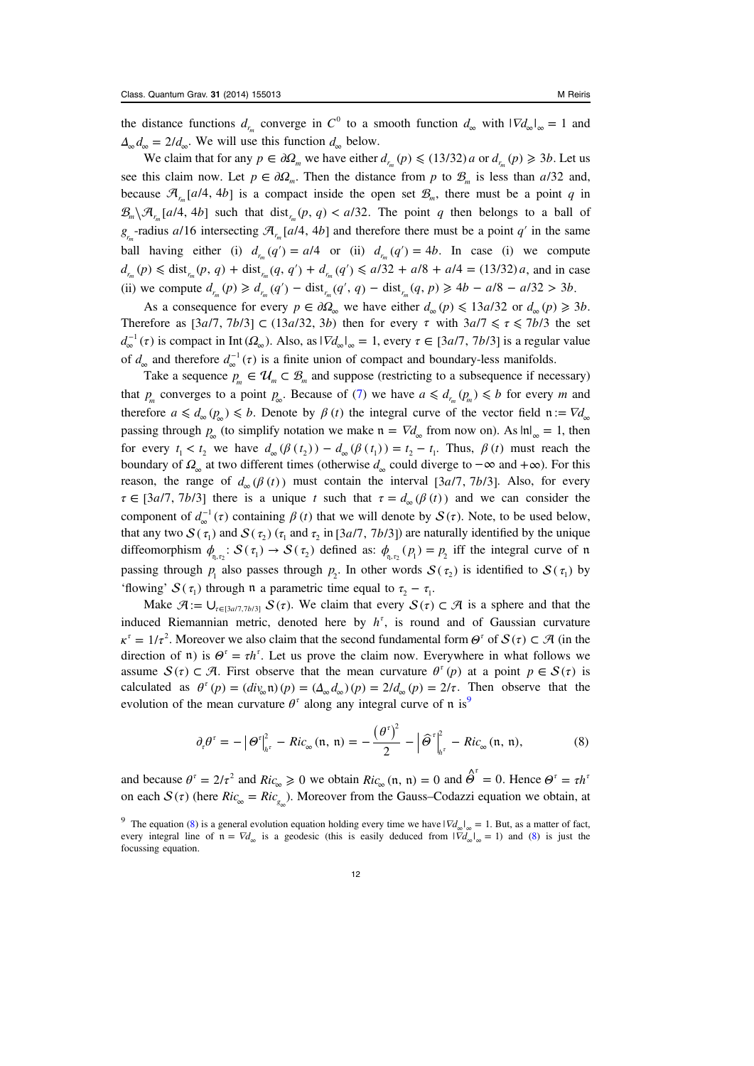the distance functions $d_{r_m}$ converge in $C^0$ to a smooth function $d_\infty$ with $|\nabla d_\infty|_\infty = 1$ and $\Delta_\infty d_\infty = 2/d_\infty$. We will use this function $d_\infty$ below.

We claim that for any $p \in \partial\Omega_m$ we have either $d_{r_m}(p) \leqslant (13/32)\,a$ or $d_{r_m}(p) \geqslant 3b$. Let us see this claim now. Let $p \in \partial\Omega_m$. Then the distance from $p$ to $\mathcal{B}_m$ is less than $a/32$ and, because $\mathcal{A}_{r_m}[a/4, 4b]$ is a compact inside the open set $\mathcal{B}_m$, there must be a point $q$ in $\mathcal{B}_m \setminus \mathcal{A}_{r_m}[a/4, 4b]$ such that $\mathrm{dist}_{r_m}(p, q) < a/32$. The point $q$ then belongs to a ball of $g_{r_m}$-radius $a/16$ intersecting $\mathcal{A}_{r_m}[a/4, 4b]$ and therefore there must be a point $q'$ in the same ball having either (i) $d_{r_m}(q') = a/4$ or (ii) $d_{r_m}(q') = 4b$. In case (i) we compute $d_{r_m}(p) \leqslant \mathrm{dist}_{r_m}(p, q) + \mathrm{dist}_{r_m}(q, q') + d_{r_m}(q') \leqslant a/32 + a/8 + a/4 = (13/32)\,a$, and in case (ii) we compute $d_{r_m}(p) \geqslant d_{r_m}(q') - \mathrm{dist}_{r_m}(q', q) - \mathrm{dist}_{r_m}(q, p) \geqslant 4b - a/8 - a/32 > 3b$.

As a consequence for every $p \in \partial\Omega_\infty$ we have either $d_\infty(p) \leqslant 13a/32$ or $d_\infty(p) \geqslant 3b$. Therefore as $[3a/7, 7b/3] \subset (13a/32, 3b)$ then for every $\tau$ with $3a/7 \leqslant \tau \leqslant 7b/3$ the set $d_\infty^{-1}(\tau)$ is compact in $\mathrm{Int}(\Omega_\infty)$. Also, as $|\nabla d_\infty|_\infty = 1$, every $\tau \in [3a/7, 7b/3]$ is a regular value of $d_\infty$ and therefore $d_\infty^{-1}(\tau)$ is a finite union of compact and boundary-less manifolds.

Take a sequence $p_m \in \mathcal{U}_m \subset \mathcal{B}_m$ and suppose (restricting to a subsequence if necessary) that $p_m$ converges to a point $p_\infty$. Because of (7) we have $a \leqslant d_{r_m}(p_m) \leqslant b$ for every $m$ and therefore $a \leqslant d_\infty(p_\infty) \leqslant b$. Denote by $\beta(t)$ the integral curve of the vector field $\mathfrak{n} := \nabla d_\infty$ passing through $p_\infty$ (to simplify notation we make $\mathfrak{n} = \nabla d_\infty$ from now on). As $|\mathfrak{n}|_\infty = 1$, then for every $t_1 < t_2$ we have $d_\infty(\beta(t_2)) - d_\infty(\beta(t_1)) = t_2 - t_1$. Thus, $\beta(t)$ must reach the boundary of $\Omega_\infty$ at two different times (otherwise $d_\infty$ could diverge to $-\infty$ and $+\infty$). For this reason, the range of $d_\infty(\beta(t))$ must contain the interval $[3a/7, 7b/3]$. Also, for every $\tau \in [3a/7, 7b/3]$ there is a unique $t$ such that $\tau = d_\infty(\beta(t))$ and we can consider the component of $d_\infty^{-1}(\tau)$ containing $\beta(t)$ that we will denote by $\mathcal{S}(\tau)$. Note, to be used below, that any two $\mathcal{S}(\tau_1)$ and $\mathcal{S}(\tau_2)$ ($\tau_1$ and $\tau_2$ in $[3a/7, 7b/3]$) are naturally identified by the unique diffeomorphism $\phi_{\tau_1,\tau_2} : \mathcal{S}(\tau_1) \to \mathcal{S}(\tau_2)$ defined as: $\phi_{\tau_1,\tau_2}(p_1) = p_2$ iff the integral curve of $\mathfrak{n}$ passing through $p_1$ also passes through $p_2$. In other words $\mathcal{S}(\tau_2)$ is identified to $\mathcal{S}(\tau_1)$ by 'flowing' $\mathcal{S}(\tau_1)$ through $\mathfrak{n}$ a parametric time equal to $\tau_2 - \tau_1$.

Make $\mathcal{A} := \cup_{\tau \in [3a/7, 7b/3]} \mathcal{S}(\tau)$. We claim that every $\mathcal{S}(\tau) \subset \mathcal{A}$ is a sphere and that the induced Riemannian metric, denoted here by $h^\tau$, is round and of Gaussian curvature $\kappa^\tau = 1/\tau^2$. Moreover we also claim that the second fundamental form $\Theta^\tau$ of $\mathcal{S}(\tau) \subset \mathcal{A}$ (in the direction of $\mathfrak{n}$) is $\Theta^\tau = \tau h^\tau$. Let us prove the claim now. Everywhere in what follows we assume $\mathcal{S}(\tau) \subset \mathcal{A}$. First observe that the mean curvature $\theta^\tau(p)$ at a point $p \in \mathcal{S}(\tau)$ is calculated as $\theta^\tau(p) = (\mathit{div}_\infty \mathfrak{n})(p) = (\Delta_\infty d_\infty)(p) = 2/d_\infty(p) = 2/\tau$. Then observe that the evolution of the mean curvature $\theta^\tau$ along any integral curve of $\mathfrak{n}$ is[9]

$$\partial_\tau \theta^\tau = -\left|\Theta^\tau\right|^2_{h^\tau} - Ric_\infty(\mathfrak{n}, \mathfrak{n}) = -\frac{\left(\theta^\tau\right)^2}{2} - \left|\widehat{\Theta}^\tau\right|^2_{h^\tau} - Ric_\infty(\mathfrak{n}, \mathfrak{n}), \tag{8}$$

and because $\theta^\tau = 2/\tau^2$ and $Ric_\infty \geqslant 0$ we obtain $Ric_\infty(\mathfrak{n}, \mathfrak{n}) = 0$ and $\hat{\Theta}^\tau = 0$. Hence $\Theta^\tau = \tau h^\tau$ on each $\mathcal{S}(\tau)$ (here $Ric_\infty = Ric_{g_\infty}$). Moreover from the Gauss–Codazzi equation we obtain, at

[9] The equation (8) is a general evolution equation holding every time we have $|\nabla d_\infty|_\infty = 1$. But, as a matter of fact, every integral line of $\mathfrak{n} = \nabla d_\infty$ is a geodesic (this is easily deduced from $|\nabla d_\infty|_\infty = 1$) and (8) is just the focussing equation.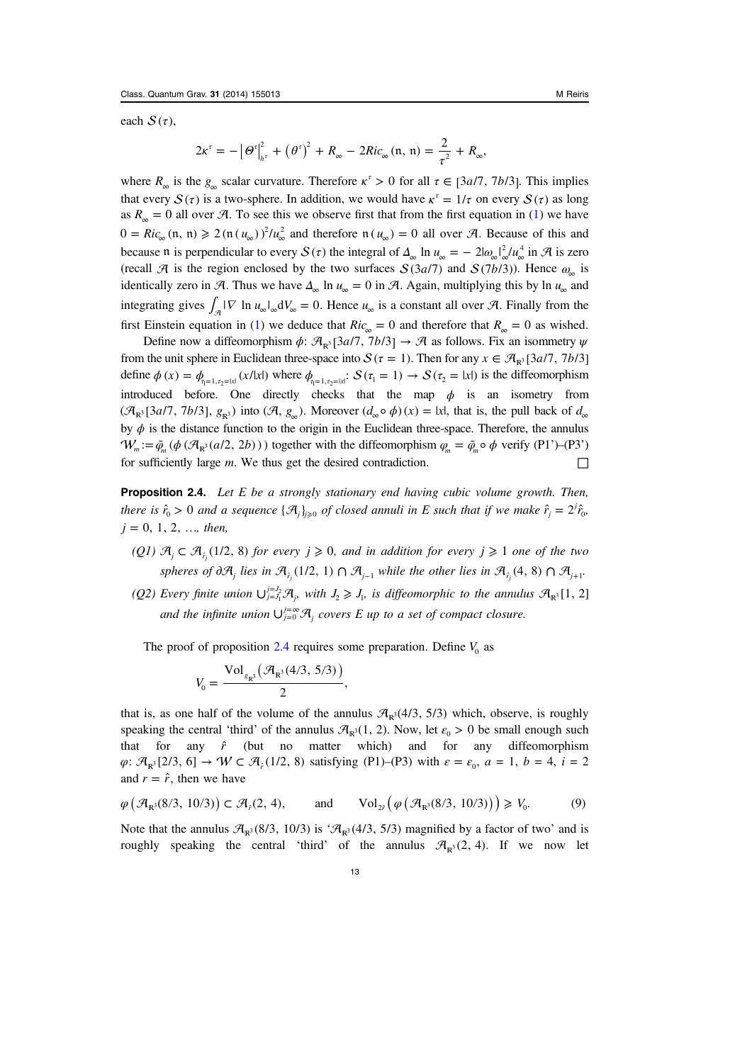each $\mathcal{S}(\tau)$,

$$2\kappa^\tau = -\left|\Theta^\tau\right|^2_{h^\tau} + \left(\theta^\tau\right)^2 + R_\infty - 2Ric_\infty(\mathfrak{n}, \mathfrak{n}) = \frac{2}{\tau^2} + R_\infty,$$

where $R_\infty$ is the $g_\infty$ scalar curvature. Therefore $\kappa^\tau > 0$ for all $\tau \in [3a/7, 7b/3]$. This implies that every $\mathcal{S}(\tau)$ is a two-sphere. In addition, we would have $\kappa^\tau = 1/\tau$ on every $\mathcal{S}(\tau)$ as long as $R_\infty = 0$ all over $\mathcal{A}$. To see this we observe first that from the first equation in (1) we have $0 = Ric_\infty(\mathfrak{n}, \mathfrak{n}) \geqslant 2(\mathfrak{n}(u_\infty))^2/u_\infty^2$ and therefore $\mathfrak{n}(u_\infty) = 0$ all over $\mathcal{A}$. Because of this and because $\mathfrak{n}$ is perpendicular to every $\mathcal{S}(\tau)$ the integral of $\Delta_\infty \ln u_\infty = -2|\omega_\infty|^2_\infty/u_\infty^4$ in $\mathcal{A}$ is zero (recall $\mathcal{A}$ is the region enclosed by the two surfaces $\mathcal{S}(3a/7)$ and $\mathcal{S}(7b/3)$). Hence $\omega_\infty$ is identically zero in $\mathcal{A}$. Thus we have $\Delta_\infty \ln u_\infty = 0$ in $\mathcal{A}$. Again, multiplying this by $\ln u_\infty$ and integrating gives $\int_{\mathcal{A}} |\nabla \ln u_\infty|_\infty dV_\infty = 0$. Hence $u_\infty$ is a constant all over $\mathcal{A}$. Finally from the first Einstein equation in (1) we deduce that $Ric_\infty = 0$ and therefore that $R_\infty = 0$ as wished.

Define now a diffeomorphism $\phi: \mathcal{A}_{\mathbb{R}^3}[3a/7, 7b/3] \to \mathcal{A}$ as follows. Fix an isommetry $\psi$ from the unit sphere in Euclidean three-space into $\mathcal{S}(\tau = 1)$. Then for any $x \in \mathcal{A}_{\mathbb{R}^3}[3a/7, 7b/3]$ define $\phi(x) = \phi_{\tau_1 = 1, \tau_2 = |x|}(x/|x|)$ where $\phi_{\tau_1 = 1, \tau_2 = |x|}: \mathcal{S}(\tau_1 = 1) \to \mathcal{S}(\tau_2 = |x|)$ is the diffeomorphism introduced before. One directly checks that the map $\phi$ is an isometry from $(\mathcal{A}_{\mathbb{R}^3}[3a/7, 7b/3], g_{\mathbb{R}^3})$ into $(\mathcal{A}, g_\infty)$. Moreover $(d_\infty \circ \phi)(x) = |x|$, that is, the pull back of $d_\infty$ by $\phi$ is the distance function to the origin in the Euclidean three-space. Therefore, the annulus $\mathcal{W}_m := \bar{\varphi}_m(\phi(\mathcal{A}_{\mathbb{R}^3}(a/2, 2b)))$ together with the diffeomorphism $\varphi_m = \bar{\varphi}_m \circ \phi$ verify (P1')–(P3') for sufficiently large $m$. We thus get the desired contradiction. $\square$

**Proposition 2.4.** *Let $E$ be a strongly stationary end having cubic volume growth. Then, there is $\hat{r}_0 > 0$ and a sequence $\{\mathcal{A}_j\}_{j \geqslant 0}$ of closed annuli in $E$ such that if we make $\hat{r}_j = 2^j \hat{r}_0$, $j = 0, 1, 2, \ldots$, then,*

- *(Q1) $\mathcal{A}_j \subset \mathcal{A}_{\hat{r}_j}(1/2, 8)$ for every $j \geqslant 0$, and in addition for every $j \geqslant 1$ one of the two spheres of $\partial \mathcal{A}_j$ lies in $\mathcal{A}_{\hat{r}_j}(1/2, 1) \cap \mathcal{A}_{j-1}$ while the other lies in $\mathcal{A}_{\hat{r}_j}(4, 8) \cap \mathcal{A}_{j+1}$.*
- *(Q2) Every finite union $\cup_{j=J_1}^{j=J_2} \mathcal{A}_j$, with $J_2 \geqslant J_1$, is diffeomorphic to the annulus $\mathcal{A}_{\mathbb{R}^3}[1, 2]$ and the infinite union $\cup_{j=0}^{j=\infty} \mathcal{A}_j$ covers $E$ up to a set of compact closure.*

The proof of proposition 2.4 requires some preparation. Define $V_0$ as

$$V_0 = \frac{\mathrm{Vol}_{g_{\mathbb{R}^3}}\left(\mathcal{A}_{\mathbb{R}^3}(4/3, 5/3)\right)}{2},$$

that is, as one half of the volume of the annulus $\mathcal{A}_{\mathbb{R}^3}(4/3, 5/3)$ which, observe, is roughly speaking the central 'third' of the annulus $\mathcal{A}_{\mathbb{R}^3}(1, 2)$. Now, let $\epsilon_0 > 0$ be small enough such that for any $\hat{r}$ (but no matter which) and for any diffeomorphism $\varphi: \mathcal{A}_{\mathbb{R}^3}[2/3, 6] \to \mathcal{W} \subset \mathcal{A}_{\hat{r}}(1/2, 8)$ satisfying (P1)–(P3) with $\epsilon = \epsilon_0$, $a = 1$, $b = 4$, $i = 2$ and $r = \hat{r}$, then we have

$$\varphi\left(\mathcal{A}_{\mathbb{R}^3}(8/3, 10/3)\right) \subset \mathcal{A}_{\hat{r}}(2, 4), \qquad \text{and} \qquad \mathrm{Vol}_{2\hat{r}}\left(\varphi\left(\mathcal{A}_{\mathbb{R}^3}(8/3, 10/3)\right)\right) \geqslant V_0. \tag{9}$$

Note that the annulus $\mathcal{A}_{\mathbb{R}^3}(8/3, 10/3)$ is '$\mathcal{A}_{\mathbb{R}^3}(4/3, 5/3)$ magnified by a factor of two' and is roughly speaking the central 'third' of the annulus $\mathcal{A}_{\mathbb{R}^3}(2, 4)$. If we now let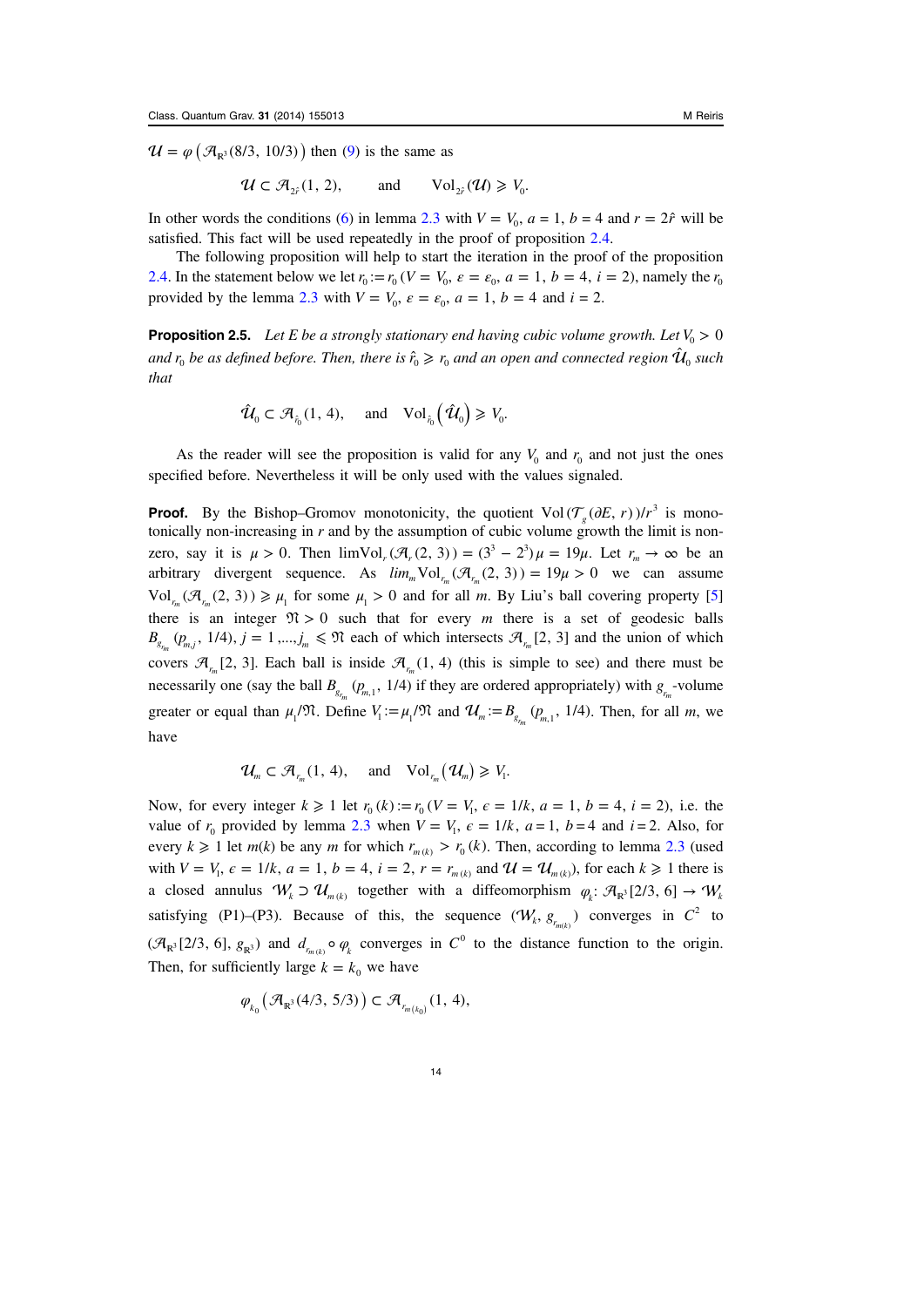$\mathcal{U} = \varphi\left(\mathcal{A}_{\mathbb{R}^3}(8/3, 10/3)\right)$ then (9) is the same as

$$\mathcal{U} \subset \mathcal{A}_{2\hat{r}}(1, 2), \qquad \text{and} \qquad \text{Vol}_{2\hat{r}}(\mathcal{U}) \geqslant V_0.$$

In other words the conditions (6) in lemma 2.3 with $V = V_0$, $a = 1$, $b = 4$ and $r = 2\hat{r}$ will be satisfied. This fact will be used repeatedly in the proof of proposition 2.4.

The following proposition will help to start the iteration in the proof of the proposition 2.4. In the statement below we let $r_0 := r_0(V = V_0, \varepsilon = \varepsilon_0, a = 1, b = 4, i = 2)$, namely the $r_0$ provided by the lemma 2.3 with $V = V_0$, $\varepsilon = \varepsilon_0$, $a = 1$, $b = 4$ and $i = 2$.

**Proposition 2.5.** *Let $E$ be a strongly stationary end having cubic volume growth. Let $V_0 > 0$ and $r_0$ be as defined before. Then, there is $\hat{r}_0 \geqslant r_0$ and an open and connected region $\hat{\mathcal{U}}_0$ such that*

$$\hat{\mathcal{U}}_0 \subset \mathcal{A}_{\hat{r}_0}(1, 4), \quad \text{and} \quad \text{Vol}_{\hat{r}_0}\left(\hat{\mathcal{U}}_0\right) \geqslant V_0.$$

As the reader will see the proposition is valid for any $V_0$ and $r_0$ and not just the ones specified before. Nevertheless it will be only used with the values signaled.

**Proof.** By the Bishop–Gromov monotonicity, the quotient $\text{Vol}(\mathcal{T}_g(\partial E, r))/r^3$ is monotonically non-increasing in $r$ and by the assumption of cubic volume growth the limit is non-zero, say it is $\mu > 0$. Then $\lim \text{Vol}_r(\mathcal{A}_r(2, 3)) = (3^3 - 2^3)\mu = 19\mu$. Let $r_m \to \infty$ be an arbitrary divergent sequence. As $lim_m \text{Vol}_{r_m}(\mathcal{A}_{r_m}(2, 3)) = 19\mu > 0$ we can assume $\text{Vol}_{r_m}(\mathcal{A}_{r_m}(2, 3)) \geqslant \mu_1$ for some $\mu_1 > 0$ and for all $m$. By Liu's ball covering property [5] there is an integer $\mathfrak{N} > 0$ such that for every $m$ there is a set of geodesic balls $B_{g_{r_m}}(p_{m,j}, 1/4)$, $j = 1, \ldots, j_m \leqslant \mathfrak{N}$ each of which intersects $\mathcal{A}_{r_m}[2, 3]$ and the union of which covers $\mathcal{A}_{r_m}[2, 3]$. Each ball is inside $\mathcal{A}_{r_m}(1, 4)$ (this is simple to see) and there must be necessarily one (say the ball $B_{g_{r_m}}(p_{m,1}, 1/4)$ if they are ordered appropriately) with $g_{r_m}$-volume greater or equal than $\mu_1/\mathfrak{N}$. Define $V_1 := \mu_1/\mathfrak{N}$ and $\mathcal{U}_m := B_{g_{r_m}}(p_{m,1}, 1/4)$. Then, for all $m$, we have

$$\mathcal{U}_m \subset \mathcal{A}_{r_m}(1, 4), \quad \text{and} \quad \text{Vol}_{r_m}\left(\mathcal{U}_m\right) \geqslant V_1.$$

Now, for every integer $k \geqslant 1$ let $r_0(k) := r_0(V = V_1, \epsilon = 1/k, a = 1, b = 4, i = 2)$, i.e. the value of $r_0$ provided by lemma 2.3 when $V = V_1$, $\epsilon = 1/k$, $a = 1$, $b = 4$ and $i = 2$. Also, for every $k \geqslant 1$ let $m(k)$ be any $m$ for which $r_{m(k)} > r_0(k)$. Then, according to lemma 2.3 (used with $V = V_1$, $\epsilon = 1/k$, $a = 1$, $b = 4$, $i = 2$, $r = r_{m(k)}$ and $\mathcal{U} = \mathcal{U}_{m(k)}$), for each $k \geqslant 1$ there is a closed annulus $\mathcal{W}_k \supset \mathcal{U}_{m(k)}$ together with a diffeomorphism $\varphi_k: \mathcal{A}_{\mathbb{R}^3}[2/3, 6] \to \mathcal{W}_k$ satisfying (P1)–(P3). Because of this, the sequence $(\mathcal{W}_k, g_{r_{m(k)}})$ converges in $C^2$ to $(\mathcal{A}_{\mathbb{R}^3}[2/3, 6], g_{\mathbb{R}^3})$ and $d_{r_{m(k)}} \circ \varphi_k$ converges in $C^0$ to the distance function to the origin. Then, for sufficiently large $k = k_0$ we have

$$\varphi_{k_0}\left(\mathcal{A}_{\mathbb{R}^3}(4/3, 5/3)\right) \subset \mathcal{A}_{r_{m(k_0)}}(1, 4),$$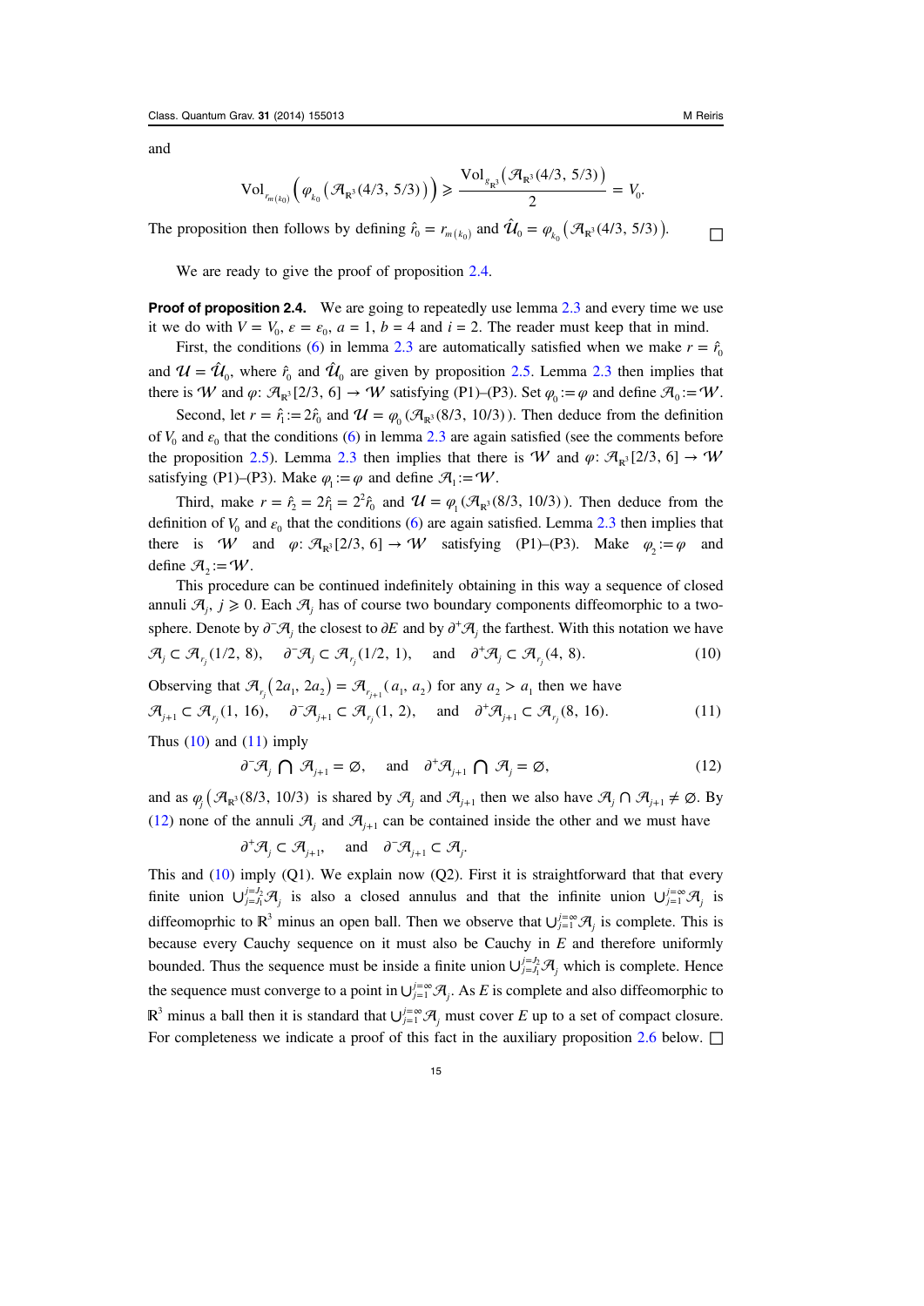and

$$\mathrm{Vol}_{r_{m(k_0)}}\left(\varphi_{k_0}\left(\mathcal{A}_{\mathbb{R}^3}(4/3,\,5/3)\right)\right) \geqslant \frac{\mathrm{Vol}_{g_{\mathbb{R}^3}}\left(\mathcal{A}_{\mathbb{R}^3}(4/3,\,5/3)\right)}{2} = V_0.$$

The proposition then follows by defining $\hat{r}_0 = r_{m(k_0)}$ and $\hat{\mathcal{U}}_0 = \varphi_{k_0}\left(\mathcal{A}_{\mathbb{R}^3}(4/3,\,5/3)\right)$. □

We are ready to give the proof of proposition 2.4.

**Proof of proposition 2.4.** We are going to repeatedly use lemma 2.3 and every time we use it we do with $V = V_0$, $\varepsilon = \varepsilon_0$, $a = 1$, $b = 4$ and $i = 2$. The reader must keep that in mind.

First, the conditions (6) in lemma 2.3 are automatically satisfied when we make $r = \hat{r}_0$ and $\mathcal{U} = \hat{\mathcal{U}}_0$, where $\hat{r}_0$ and $\hat{\mathcal{U}}_0$ are given by proposition 2.5. Lemma 2.3 then implies that there is $\mathcal{W}$ and $\varphi\colon \mathcal{A}_{\mathbb{R}^3}[2/3,\,6] \to \mathcal{W}$ satisfying (P1)–(P3). Set $\varphi_0 := \varphi$ and define $\mathcal{A}_0 := \mathcal{W}$.

Second, let $r = \hat{r}_1 := 2\hat{r}_0$ and $\mathcal{U} = \varphi_0\left(\mathcal{A}_{\mathbb{R}^3}(8/3,\,10/3)\right)$. Then deduce from the definition of $V_0$ and $\varepsilon_0$ that the conditions (6) in lemma 2.3 are again satisfied (see the comments before the proposition 2.5). Lemma 2.3 then implies that there is $\mathcal{W}$ and $\varphi\colon \mathcal{A}_{\mathbb{R}^3}[2/3,\,6] \to \mathcal{W}$ satisfying (P1)–(P3). Make $\varphi_1 := \varphi$ and define $\mathcal{A}_1 := \mathcal{W}$.

Third, make $r = \hat{r}_2 = 2\hat{r}_1 = 2^2\hat{r}_0$ and $\mathcal{U} = \varphi_1\left(\mathcal{A}_{\mathbb{R}^3}(8/3,\,10/3)\right)$. Then deduce from the definition of $V_0$ and $\varepsilon_0$ that the conditions (6) are again satisfied. Lemma 2.3 then implies that there is $\mathcal{W}$ and $\varphi\colon \mathcal{A}_{\mathbb{R}^3}[2/3,\,6] \to \mathcal{W}$ satisfying (P1)–(P3). Make $\varphi_2 := \varphi$ and define $\mathcal{A}_2 := \mathcal{W}$.

This procedure can be continued indefinitely obtaining in this way a sequence of closed annuli $\mathcal{A}_j$, $j \geqslant 0$. Each $\mathcal{A}_j$ has of course two boundary components diffeomorphic to a two-sphere. Denote by $\partial^-\mathcal{A}_j$ the closest to $\partial E$ and by $\partial^+\mathcal{A}_j$ the farthest. With this notation we have

$$\mathcal{A}_j \subset \mathcal{A}_{r_j}(1/2,\,8), \quad \partial^-\mathcal{A}_j \subset \mathcal{A}_{r_j}(1/2,\,1), \quad \text{and} \quad \partial^+\mathcal{A}_j \subset \mathcal{A}_{r_j}(4,\,8). \tag{10}$$

Observing that $\mathcal{A}_{r_j}(2a_1,\,2a_2) = \mathcal{A}_{r_{j+1}}(a_1,\,a_2)$ for any $a_2 > a_1$ then we have

$$\mathcal{A}_{j+1} \subset \mathcal{A}_{r_j}(1,\,16), \quad \partial^-\mathcal{A}_{j+1} \subset \mathcal{A}_{r_j}(1,\,2), \quad \text{and} \quad \partial^+\mathcal{A}_{j+1} \subset \mathcal{A}_{r_j}(8,\,16). \tag{11}$$

Thus (10) and (11) imply

$$\partial^-\mathcal{A}_j \bigcap \mathcal{A}_{j+1} = \varnothing, \quad \text{and} \quad \partial^+\mathcal{A}_{j+1} \bigcap \mathcal{A}_j = \varnothing, \tag{12}$$

and as $\varphi_j\left(\mathcal{A}_{\mathbb{R}^3}(8/3,\,10/3)\right)$ is shared by $\mathcal{A}_j$ and $\mathcal{A}_{j+1}$ then we also have $\mathcal{A}_j \cap \mathcal{A}_{j+1} \neq \varnothing$. By (12) none of the annuli $\mathcal{A}_j$ and $\mathcal{A}_{j+1}$ can be contained inside the other and we must have

$$\partial^+\mathcal{A}_j \subset \mathcal{A}_{j+1}, \quad \text{and} \quad \partial^-\mathcal{A}_{j+1} \subset \mathcal{A}_j.$$

This and (10) imply (Q1). We explain now (Q2). First it is straightforward that that every finite union $\cup_{j=j_1}^{j=j_2}\mathcal{A}_j$ is also a closed annulus and that the infinite union $\cup_{j=1}^{j=\infty}\mathcal{A}_j$ is diffeomoprhic to $\mathbb{R}^3$ minus an open ball. Then we observe that $\cup_{j=1}^{j=\infty}\mathcal{A}_j$ is complete. This is because every Cauchy sequence on it must also be Cauchy in $E$ and therefore uniformly bounded. Thus the sequence must be inside a finite union $\cup_{j=j_1}^{j=j_2}\mathcal{A}_j$ which is complete. Hence the sequence must converge to a point in $\cup_{j=1}^{j=\infty}\mathcal{A}_j$. As $E$ is complete and also diffeomorphic to $\mathbb{R}^3$ minus a ball then it is standard that $\cup_{j=1}^{j=\infty}\mathcal{A}_j$ must cover $E$ up to a set of compact closure. For completeness we indicate a proof of this fact in the auxiliary proposition 2.6 below. □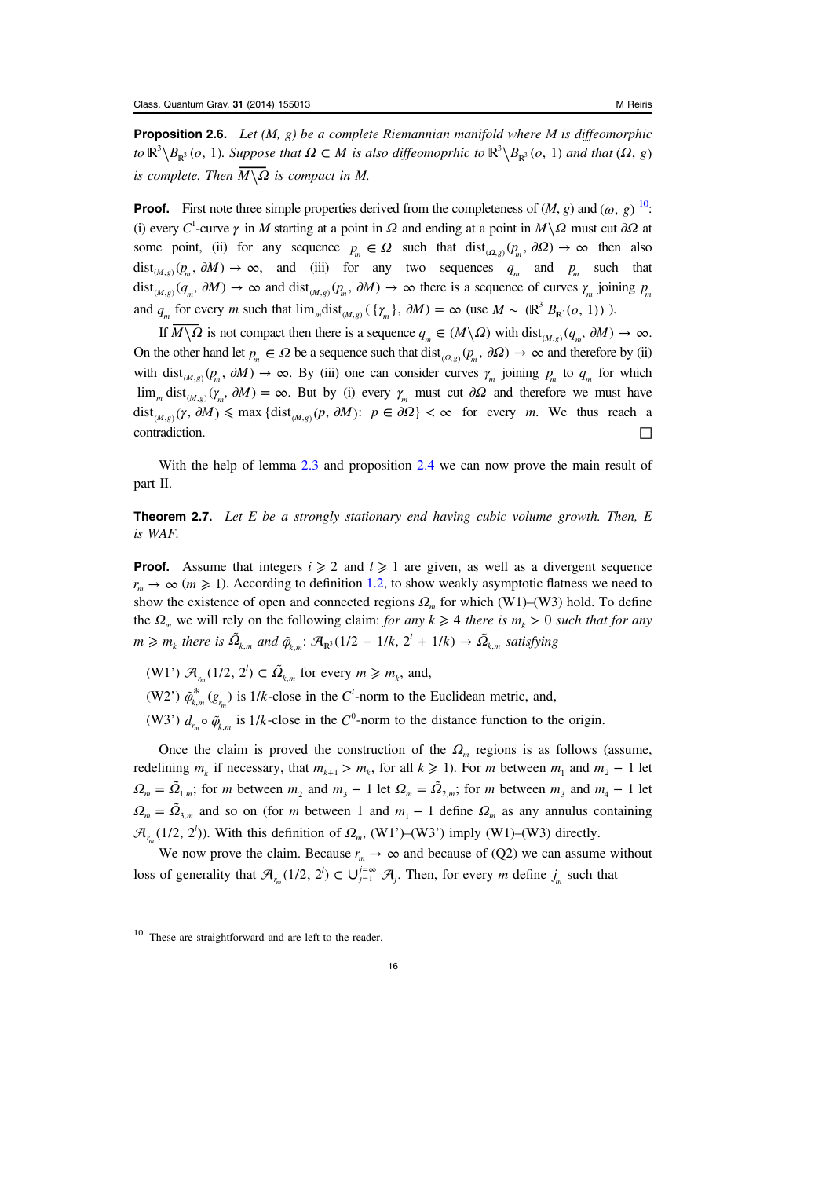**Proposition 2.6.** *Let $(M, g)$ be a complete Riemannian manifold where $M$ is diffeomorphic to $\mathbb{R}^3 \setminus B_{\mathbb{R}^3}(o, 1)$. Suppose that $\Omega \subset M$ is also diffeomorphic to $\mathbb{R}^3 \setminus B_{\mathbb{R}^3}(o, 1)$ and that $(\Omega, g)$ is complete. Then $\overline{M \setminus \Omega}$ is compact in $M$.*

**Proof.** First note three simple properties derived from the completeness of $(M, g)$ and $(\omega, g)$ [10]: (i) every $C^1$-curve $\gamma$ in $M$ starting at a point in $\Omega$ and ending at a point in $M \setminus \Omega$ must cut $\partial\Omega$ at some point, (ii) for any sequence $p_m \in \Omega$ such that $\mathrm{dist}_{(\Omega, g)}(p_m, \partial\Omega) \to \infty$ then also $\mathrm{dist}_{(M,g)}(p_m, \partial M) \to \infty$, and (iii) for any two sequences $q_m$ and $p_m$ such that $\mathrm{dist}_{(M,g)}(q_m, \partial M) \to \infty$ and $\mathrm{dist}_{(M,g)}(p_m, \partial M) \to \infty$ there is a sequence of curves $\gamma_m$ joining $p_m$ and $q_m$ for every $m$ such that $\lim_m \mathrm{dist}_{(M,g)}(\{\gamma_m\}, \partial M) = \infty$ (use $M \sim (\mathbb{R}^3 \ B_{\mathbb{R}^3}(o, 1))$ ).

If $\overline{M \setminus \Omega}$ is not compact then there is a sequence $q_m \in (M \setminus \Omega)$ with $\mathrm{dist}_{(M,g)}(q_m, \partial M) \to \infty$. On the other hand let $p_m \in \Omega$ be a sequence such that $\mathrm{dist}_{(\Omega, g)}(p_m, \partial\Omega) \to \infty$ and therefore by (ii) with $\mathrm{dist}_{(M,g)}(p_m, \partial M) \to \infty$. By (iii) one can consider curves $\gamma_m$ joining $p_m$ to $q_m$ for which $\lim_m \mathrm{dist}_{(M,g)}(\gamma_m, \partial M) = \infty$. But by (i) every $\gamma_m$ must cut $\partial\Omega$ and therefore we must have $\mathrm{dist}_{(M,g)}(\gamma, \partial M) \leqslant \max\{\mathrm{dist}_{(M,g)}(p, \partial M) \colon\ p \in \partial\Omega\} < \infty$ for every $m$. We thus reach a contradiction. □

With the help of lemma 2.3 and proposition 2.4 we can now prove the main result of part II.

**Theorem 2.7.** *Let $E$ be a strongly stationary end having cubic volume growth. Then, $E$ is WAF.*

**Proof.** Assume that integers $i \geqslant 2$ and $l \geqslant 1$ are given, as well as a divergent sequence $r_m \to \infty$ $(m \geqslant 1)$. According to definition 1.2, to show weakly asymptotic flatness we need to show the existence of open and connected regions $\Omega_m$ for which (W1)–(W3) hold. To define the $\Omega_m$ we will rely on the following claim: *for any $k \geqslant 4$ there is $m_k > 0$ such that for any $m \geqslant m_k$ there is $\tilde{\Omega}_{k,m}$ and $\tilde{\varphi}_{k,m}\colon \mathcal{A}_{\mathbb{R}^3}(1/2 - 1/k,\ 2^l + 1/k) \to \tilde{\Omega}_{k,m}$ satisfying*

(W1') $\mathcal{A}_{r_m}(1/2, 2^l) \subset \tilde{\Omega}_{k,m}$ for every $m \geqslant m_k$, and,

(W2') $\tilde{\varphi}^*_{k,m}(g_{r_m})$ is $1/k$-close in the $C^i$-norm to the Euclidean metric, and,

(W3') $d_{r_m} \circ \tilde{\varphi}_{k,m}$ is $1/k$-close in the $C^0$-norm to the distance function to the origin.

Once the claim is proved the construction of the $\Omega_m$ regions is as follows (assume, redefining $m_k$ if necessary, that $m_{k+1} > m_k$, for all $k \geqslant 1$). For $m$ between $m_1$ and $m_2 - 1$ let $\Omega_m = \tilde{\Omega}_{1,m}$; for $m$ between $m_2$ and $m_3 - 1$ let $\Omega_m = \tilde{\Omega}_{2,m}$; for $m$ between $m_3$ and $m_4 - 1$ let $\Omega_m = \tilde{\Omega}_{3,m}$ and so on (for $m$ between 1 and $m_1 - 1$ define $\Omega_m$ as any annulus containing $\mathcal{A}_{r_m}(1/2, 2^l)$). With this definition of $\Omega_m$, (W1')–(W3') imply (W1)–(W3) directly.

We now prove the claim. Because $r_m \to \infty$ and because of (Q2) we can assume without loss of generality that $\mathcal{A}_{r_m}(1/2, 2^l) \subset \cup_{j=1}^{j=\infty} \mathcal{A}_j$. Then, for every $m$ define $j_m$ such that

[10] These are straightforward and are left to the reader.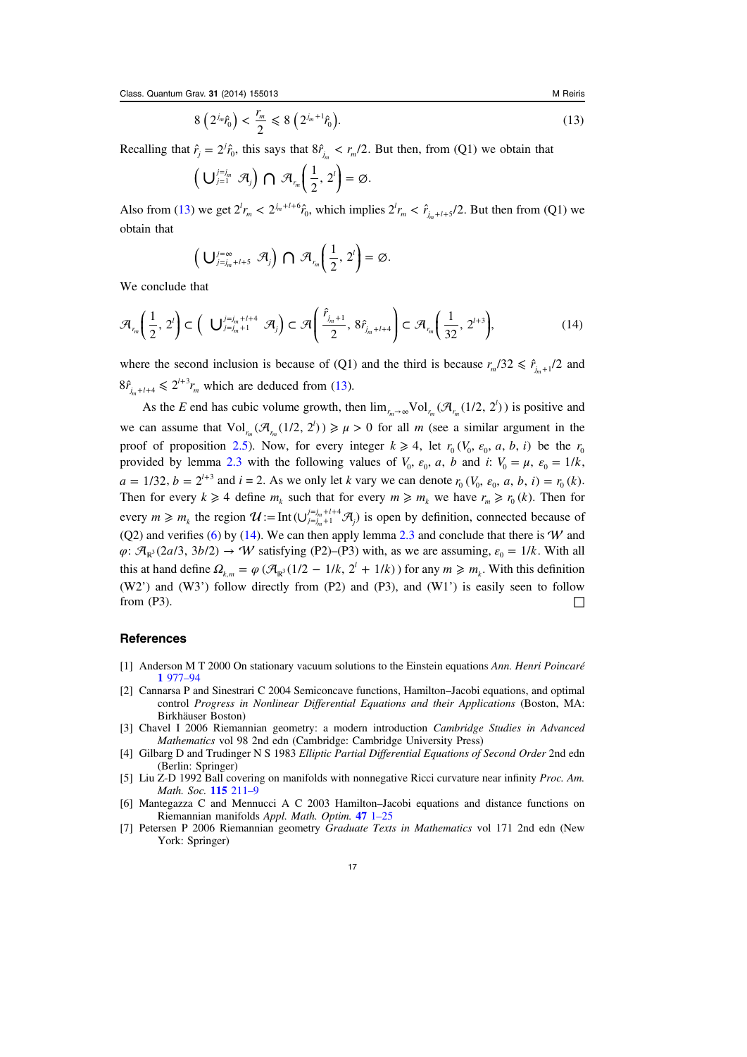$$8\left(2^{j_m}\hat{r}_0\right) < \frac{r_m}{2} \leqslant 8\left(2^{j_m+1}\hat{r}_0\right). \tag{13}$$

Recalling that $\hat{r}_j = 2^j\hat{r}_0$, this says that $8\hat{r}_{j_m} < r_m/2$. But then, from (Q1) we obtain that

$$\left(\bigcup_{j=1}^{j=j_m} \mathcal{A}_j\right) \cap \mathcal{A}_{r_m}\left(\frac{1}{2}, 2^l\right) = \varnothing.$$

Also from (13) we get $2^l r_m < 2^{j_m+l+6}\hat{r}_0$, which implies $2^l r_m < \hat{r}_{j_m+l+5}/2$. But then from (Q1) we obtain that

$$\left(\bigcup_{j=j_m+l+5}^{j=\infty} \mathcal{A}_j\right) \cap \mathcal{A}_{r_m}\left(\frac{1}{2}, 2^l\right) = \varnothing.$$

We conclude that

$$\mathcal{A}_{r_m}\left(\frac{1}{2}, 2^l\right) \subset \left(\bigcup_{j=j_m+1}^{j=j_m+l+4} \mathcal{A}_j\right) \subset \mathcal{A}\left(\frac{\hat{r}_{j_m+1}}{2}, 8\hat{r}_{j_m+l+4}\right) \subset \mathcal{A}_{r_m}\left(\frac{1}{32}, 2^{l+3}\right), \tag{14}$$

where the second inclusion is because of (Q1) and the third is because $r_m/32 \leqslant \hat{r}_{j_m+1}/2$ and $8\hat{r}_{j_m+l+4} \leqslant 2^{l+3}r_m$ which are deduced from (13).

As the $E$ end has cubic volume growth, then $\lim_{r_m\to\infty}\mathrm{Vol}_{r_m}(\mathcal{A}_{r_m}(1/2, 2^l))$ is positive and we can assume that $\mathrm{Vol}_{r_m}(\mathcal{A}_{r_m}(1/2, 2^l)) \geqslant \mu > 0$ for all $m$ (see a similar argument in the proof of proposition 2.5). Now, for every integer $k \geqslant 4$, let $r_0(V_0, \varepsilon_0, a, b, i)$ be the $r_0$ provided by lemma 2.3 with the following values of $V_0$, $\varepsilon_0$, $a$, $b$ and $i$: $V_0 = \mu$, $\varepsilon_0 = 1/k$, $a = 1/32$, $b = 2^{l+3}$ and $i = 2$. As we only let $k$ vary we can denote $r_0(V_0, \varepsilon_0, a, b, i) = r_0(k)$. Then for every $k \geqslant 4$ define $m_k$ such that for every $m \geqslant m_k$ we have $r_m \geqslant r_0(k)$. Then for every $m \geqslant m_k$ the region $\mathcal{U} := \mathrm{Int}(\cup_{j=j_m+1}^{j=j_m+l+4}\mathcal{A}_j)$ is open by definition, connected because of (Q2) and verifies (6) by (14). We can then apply lemma 2.3 and conclude that there is $\mathcal{W}$ and $\varphi: \mathcal{A}_{\mathbb{R}^3}(2a/3, 3b/2) \to \mathcal{W}$ satisfying (P2)–(P3) with, as we are assuming, $\varepsilon_0 = 1/k$. With all this at hand define $\Omega_{k,m} = \varphi(\mathcal{A}_{\mathbb{R}^3}(1/2 - 1/k, 2^l + 1/k))$ for any $m \geqslant m_k$. With this definition (W2') and (W3') follow directly from (P2) and (P3), and (W1') is easily seen to follow from (P3). $\square$

## References

[1] Anderson M T 2000 On stationary vacuum solutions to the Einstein equations *Ann. Henri Poincaré* **1** 977–94

[2] Cannarsa P and Sinestrari C 2004 Semiconcave functions, Hamilton–Jacobi equations, and optimal control *Progress in Nonlinear Differential Equations and their Applications* (Boston, MA: Birkhäuser Boston)

[3] Chavel I 2006 Riemannian geometry: a modern introduction *Cambridge Studies in Advanced Mathematics* vol 98 2nd edn (Cambridge: Cambridge University Press)

[4] Gilbarg D and Trudinger N S 1983 *Elliptic Partial Differential Equations of Second Order* 2nd edn (Berlin: Springer)

[5] Liu Z-D 1992 Ball covering on manifolds with nonnegative Ricci curvature near infinity *Proc. Am. Math. Soc.* **115** 211–9

[6] Mantegazza C and Mennucci A C 2003 Hamilton–Jacobi equations and distance functions on Riemannian manifolds *Appl. Math. Optim.* **47** 1–25

[7] Petersen P 2006 Riemannian geometry *Graduate Texts in Mathematics* vol 171 2nd edn (New York: Springer)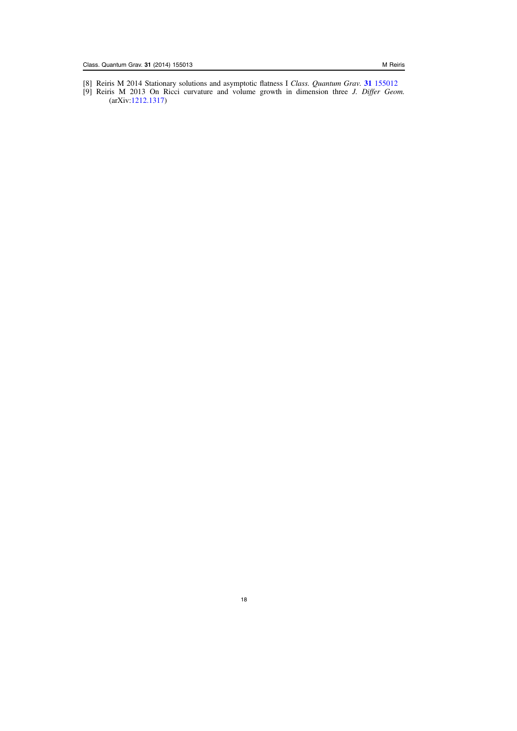[8] Reiris M 2014 Stationary solutions and asymptotic flatness I *Class. Quantum Grav.* **31** 155012

[9] Reiris M 2013 On Ricci curvature and volume growth in dimension three *J. Differ Geom.* (arXiv:1212.1317)